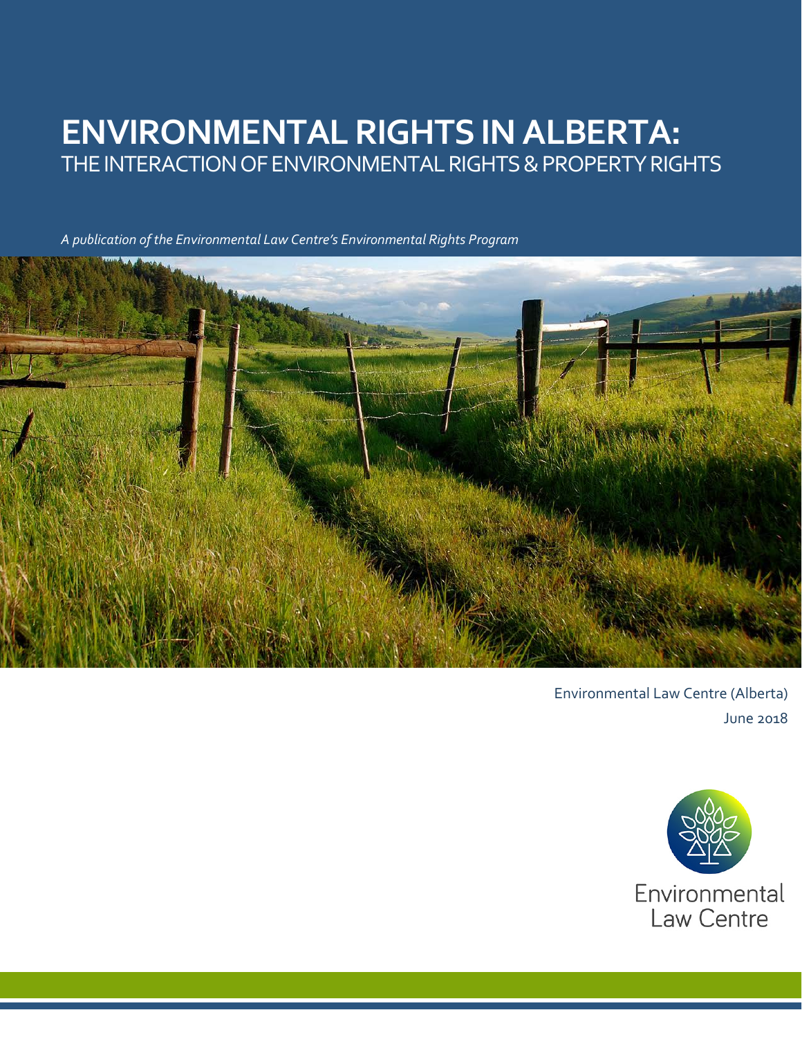# ENVIRONMENTAL RIGHTS IN ALBERTA:
## THE INTERACTION OF ENVIRONMENTAL RIGHTS & PROPERTY RIGHTS

*A publication of the Environmental Law Centre's Environmental Rights Program*

Environmental Law Centre (Alberta)

June 2018

Environmental Law Centre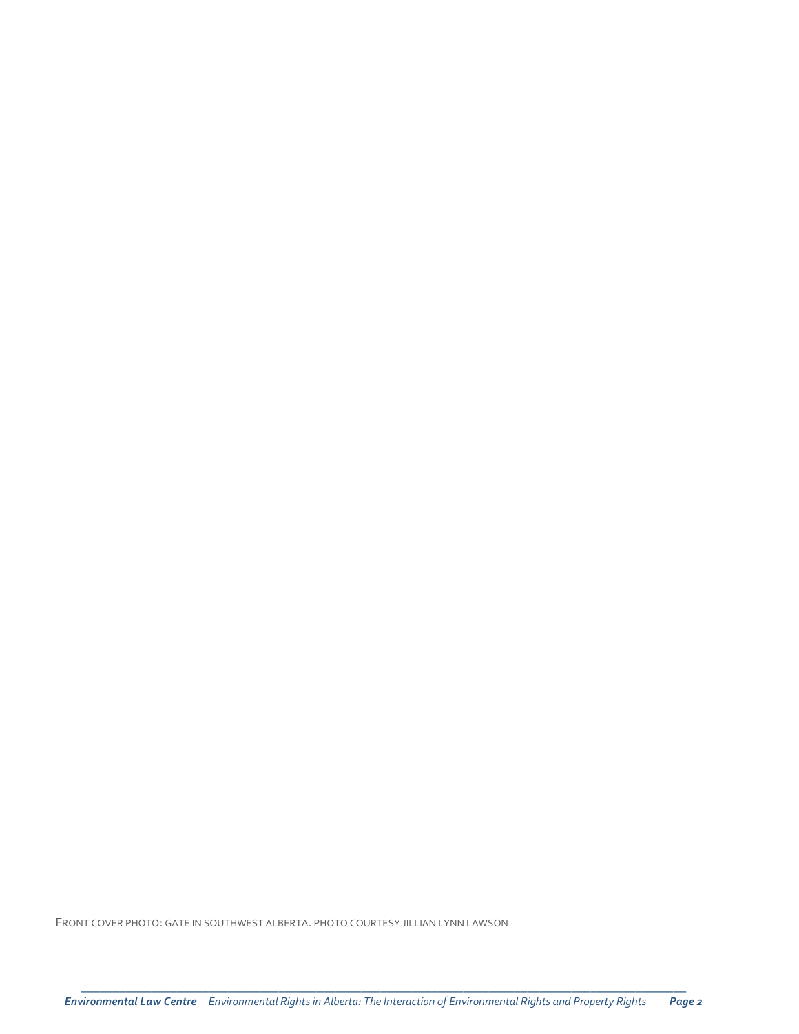FRONT COVER PHOTO: GATE IN SOUTHWEST ALBERTA. PHOTO COURTESY JILLIAN LYNN LAWSON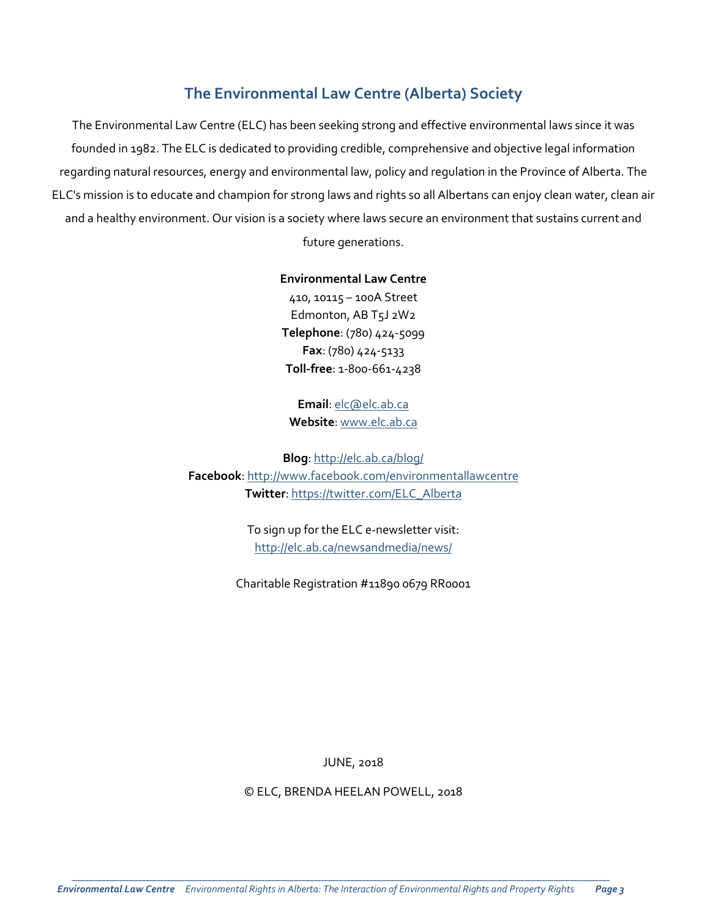## The Environmental Law Centre (Alberta) Society

The Environmental Law Centre (ELC) has been seeking strong and effective environmental laws since it was founded in 1982. The ELC is dedicated to providing credible, comprehensive and objective legal information regarding natural resources, energy and environmental law, policy and regulation in the Province of Alberta. The ELC's mission is to educate and champion for strong laws and rights so all Albertans can enjoy clean water, clean air and a healthy environment. Our vision is a society where laws secure an environment that sustains current and future generations.

**Environmental Law Centre**
410, 10115 – 100A Street
Edmonton, AB T5J 2W2
**Telephone**: (780) 424-5099
**Fax**: (780) 424-5133
**Toll-free**: 1-800-661-4238

**Email**: elc@elc.ab.ca
**Website**: www.elc.ab.ca

**Blog**: http://elc.ab.ca/blog/
**Facebook**: http://www.facebook.com/environmentallawcentre
**Twitter**: https://twitter.com/ELC_Alberta

To sign up for the ELC e-newsletter visit:
http://elc.ab.ca/newsandmedia/news/

Charitable Registration #11890 0679 RR0001

JUNE, 2018

© ELC, BRENDA HEELAN POWELL, 2018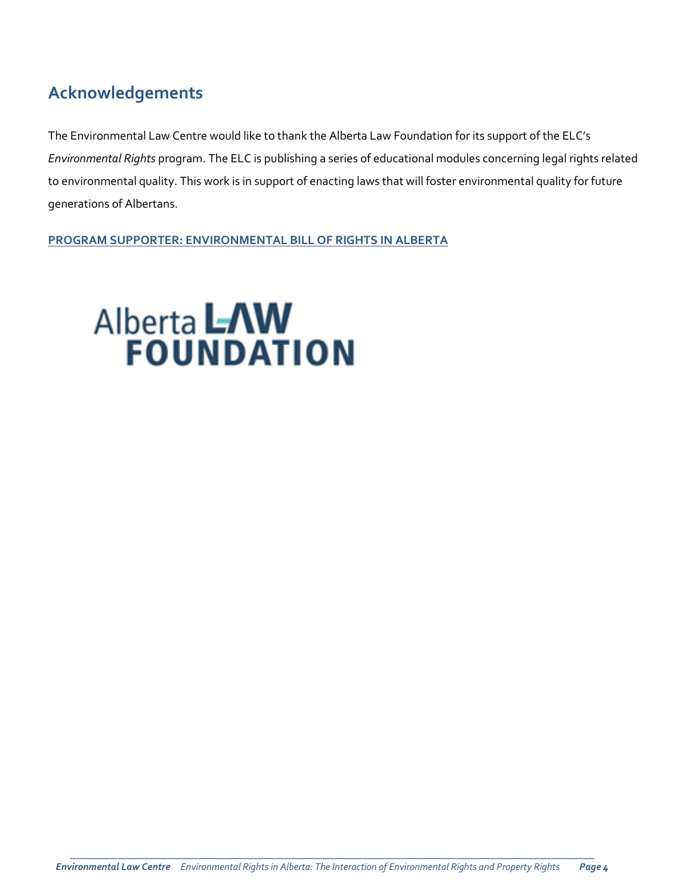## Acknowledgements

The Environmental Law Centre would like to thank the Alberta Law Foundation for its support of the ELC's *Environmental Rights* program. The ELC is publishing a series of educational modules concerning legal rights related to environmental quality. This work is in support of enacting laws that will foster environmental quality for future generations of Albertans.

**PROGRAM SUPPORTER: ENVIRONMENTAL BILL OF RIGHTS IN ALBERTA**

Alberta LAW FOUNDATION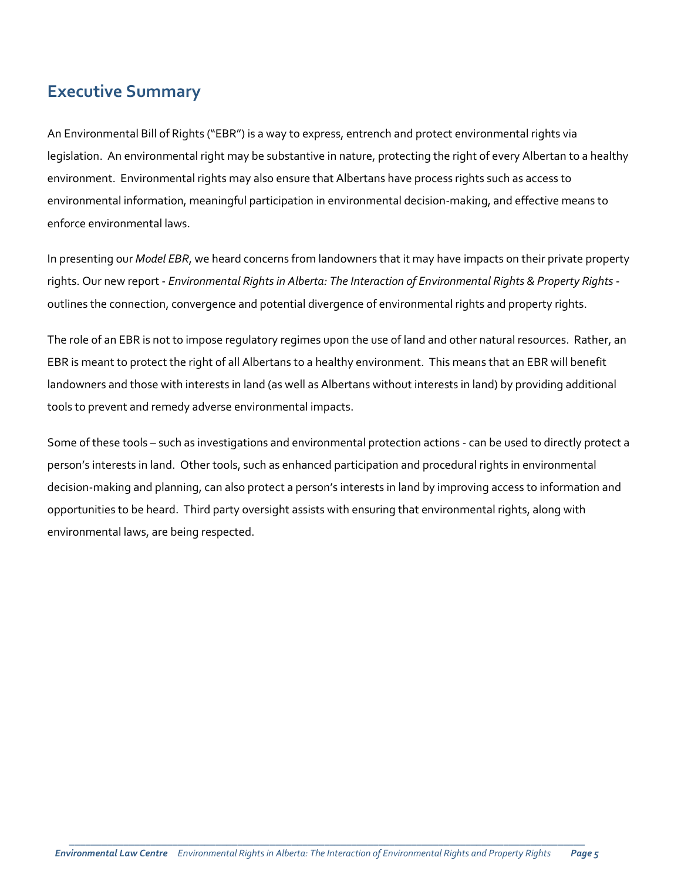## Executive Summary

An Environmental Bill of Rights ("EBR") is a way to express, entrench and protect environmental rights via legislation. An environmental right may be substantive in nature, protecting the right of every Albertan to a healthy environment. Environmental rights may also ensure that Albertans have process rights such as access to environmental information, meaningful participation in environmental decision-making, and effective means to enforce environmental laws.

In presenting our *Model EBR*, we heard concerns from landowners that it may have impacts on their private property rights. Our new report - *Environmental Rights in Alberta: The Interaction of Environmental Rights & Property Rights* - outlines the connection, convergence and potential divergence of environmental rights and property rights.

The role of an EBR is not to impose regulatory regimes upon the use of land and other natural resources. Rather, an EBR is meant to protect the right of all Albertans to a healthy environment. This means that an EBR will benefit landowners and those with interests in land (as well as Albertans without interests in land) by providing additional tools to prevent and remedy adverse environmental impacts.

Some of these tools – such as investigations and environmental protection actions - can be used to directly protect a person's interests in land. Other tools, such as enhanced participation and procedural rights in environmental decision-making and planning, can also protect a person's interests in land by improving access to information and opportunities to be heard. Third party oversight assists with ensuring that environmental rights, along with environmental laws, are being respected.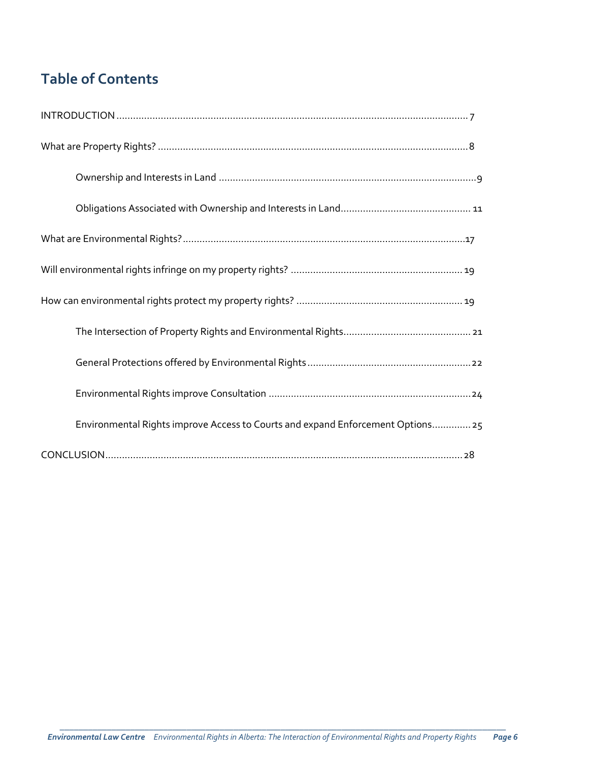## Table of Contents

INTRODUCTION ........................................................................................................................ 7

What are Property Rights? ........................................................................................................ 8

- Ownership and Interests in Land ........................................................................................ 9
- Obligations Associated with Ownership and Interests in Land ............................................ 11

What are Environmental Rights? .............................................................................................. 17

Will environmental rights infringe on my property rights? ...................................................... 19

How can environmental rights protect my property rights? ...................................................... 19

- The Intersection of Property Rights and Environmental Rights ........................................... 21
- General Protections offered by Environmental Rights ........................................................ 22
- Environmental Rights improve Consultation ...................................................................... 24
- Environmental Rights improve Access to Courts and expand Enforcement Options .............. 25

CONCLUSION ......................................................................................................................... 28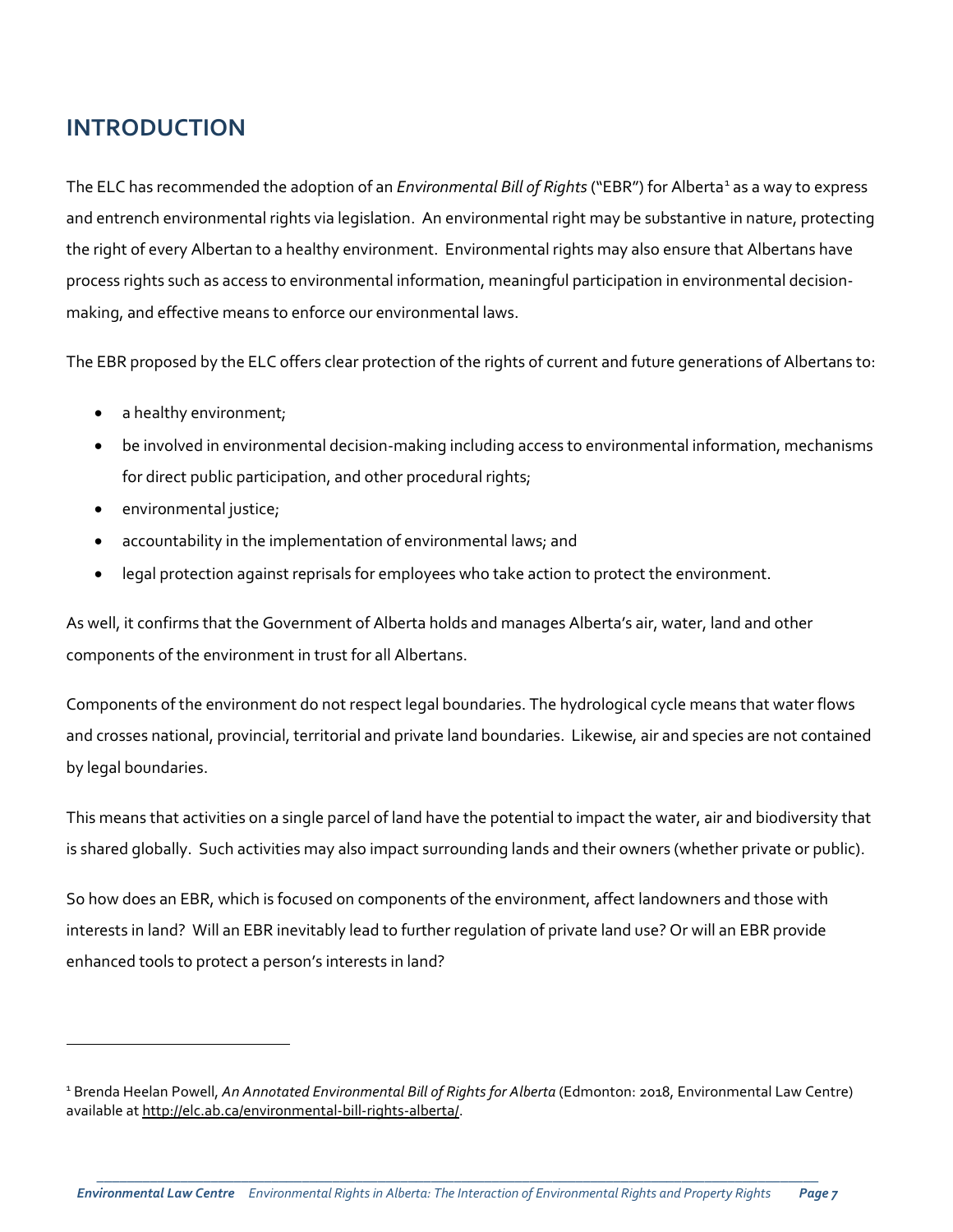# INTRODUCTION

The ELC has recommended the adoption of an *Environmental Bill of Rights* ("EBR") for Alberta[1] as a way to express and entrench environmental rights via legislation. An environmental right may be substantive in nature, protecting the right of every Albertan to a healthy environment. Environmental rights may also ensure that Albertans have process rights such as access to environmental information, meaningful participation in environmental decision-making, and effective means to enforce our environmental laws.

The EBR proposed by the ELC offers clear protection of the rights of current and future generations of Albertans to:

- a healthy environment;
- be involved in environmental decision-making including access to environmental information, mechanisms for direct public participation, and other procedural rights;
- environmental justice;
- accountability in the implementation of environmental laws; and
- legal protection against reprisals for employees who take action to protect the environment.

As well, it confirms that the Government of Alberta holds and manages Alberta's air, water, land and other components of the environment in trust for all Albertans.

Components of the environment do not respect legal boundaries. The hydrological cycle means that water flows and crosses national, provincial, territorial and private land boundaries. Likewise, air and species are not contained by legal boundaries.

This means that activities on a single parcel of land have the potential to impact the water, air and biodiversity that is shared globally. Such activities may also impact surrounding lands and their owners (whether private or public).

So how does an EBR, which is focused on components of the environment, affect landowners and those with interests in land? Will an EBR inevitably lead to further regulation of private land use? Or will an EBR provide enhanced tools to protect a person's interests in land?

---

[1] Brenda Heelan Powell, *An Annotated Environmental Bill of Rights for Alberta* (Edmonton: 2018, Environmental Law Centre) available at http://elc.ab.ca/environmental-bill-rights-alberta/.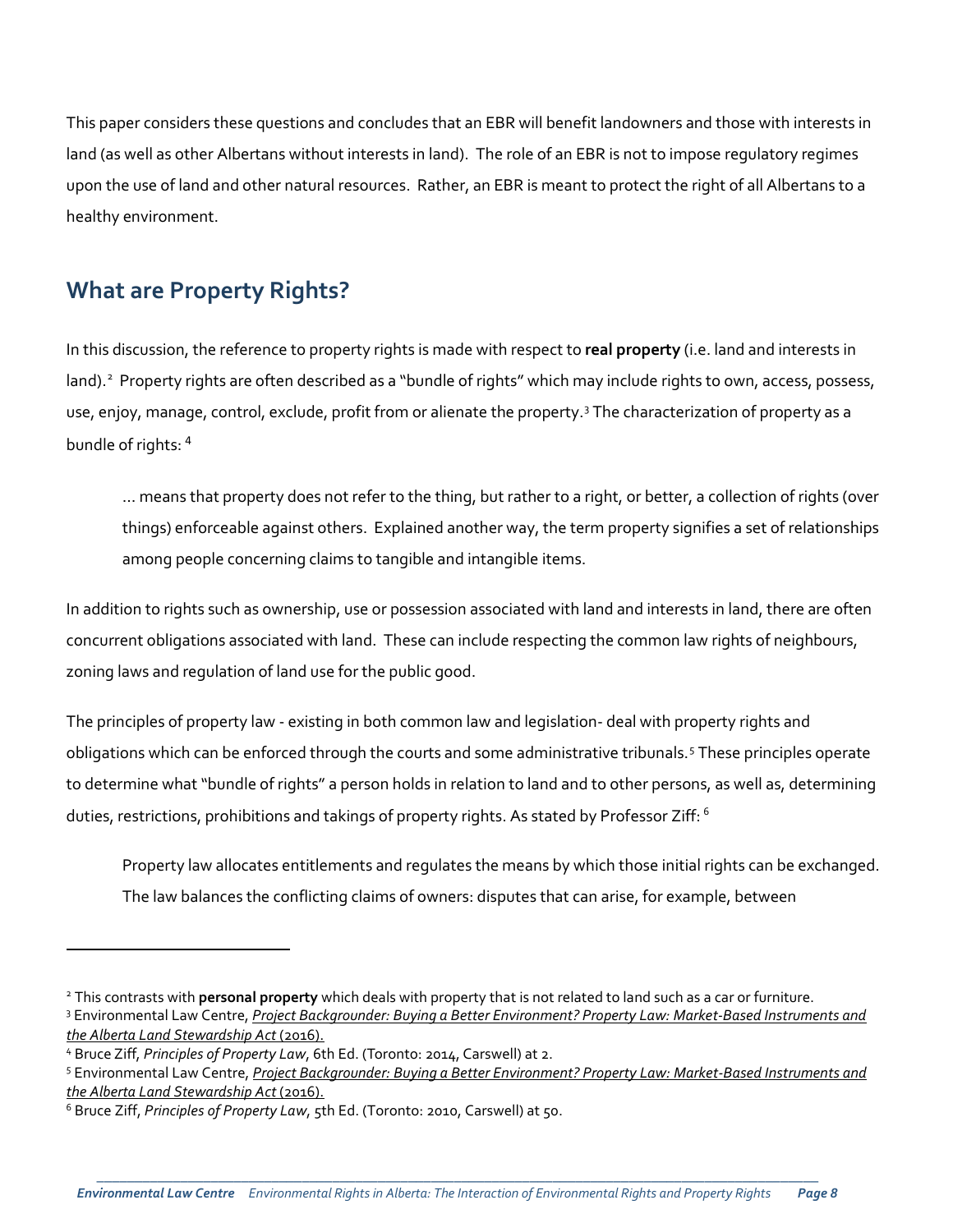This paper considers these questions and concludes that an EBR will benefit landowners and those with interests in land (as well as other Albertans without interests in land). The role of an EBR is not to impose regulatory regimes upon the use of land and other natural resources. Rather, an EBR is meant to protect the right of all Albertans to a healthy environment.

## What are Property Rights?

In this discussion, the reference to property rights is made with respect to **real property** (i.e. land and interests in land).[2] Property rights are often described as a "bundle of rights" which may include rights to own, access, possess, use, enjoy, manage, control, exclude, profit from or alienate the property.[3] The characterization of property as a bundle of rights: [4]

> … means that property does not refer to the thing, but rather to a right, or better, a collection of rights (over things) enforceable against others. Explained another way, the term property signifies a set of relationships among people concerning claims to tangible and intangible items.

In addition to rights such as ownership, use or possession associated with land and interests in land, there are often concurrent obligations associated with land. These can include respecting the common law rights of neighbours, zoning laws and regulation of land use for the public good.

The principles of property law - existing in both common law and legislation- deal with property rights and obligations which can be enforced through the courts and some administrative tribunals.[5] These principles operate to determine what "bundle of rights" a person holds in relation to land and to other persons, as well as, determining duties, restrictions, prohibitions and takings of property rights. As stated by Professor Ziff: [6]

> Property law allocates entitlements and regulates the means by which those initial rights can be exchanged. The law balances the conflicting claims of owners: disputes that can arise, for example, between

---

[2] This contrasts with **personal property** which deals with property that is not related to land such as a car or furniture.

[3] Environmental Law Centre, *Project Backgrounder: Buying a Better Environment? Property Law: Market-Based Instruments and the Alberta Land Stewardship Act* (2016).

[4] Bruce Ziff, *Principles of Property Law*, 6th Ed. (Toronto: 2014, Carswell) at 2.

[5] Environmental Law Centre, *Project Backgrounder: Buying a Better Environment? Property Law: Market-Based Instruments and the Alberta Land Stewardship Act* (2016).

[6] Bruce Ziff, *Principles of Property Law*, 5th Ed. (Toronto: 2010, Carswell) at 50.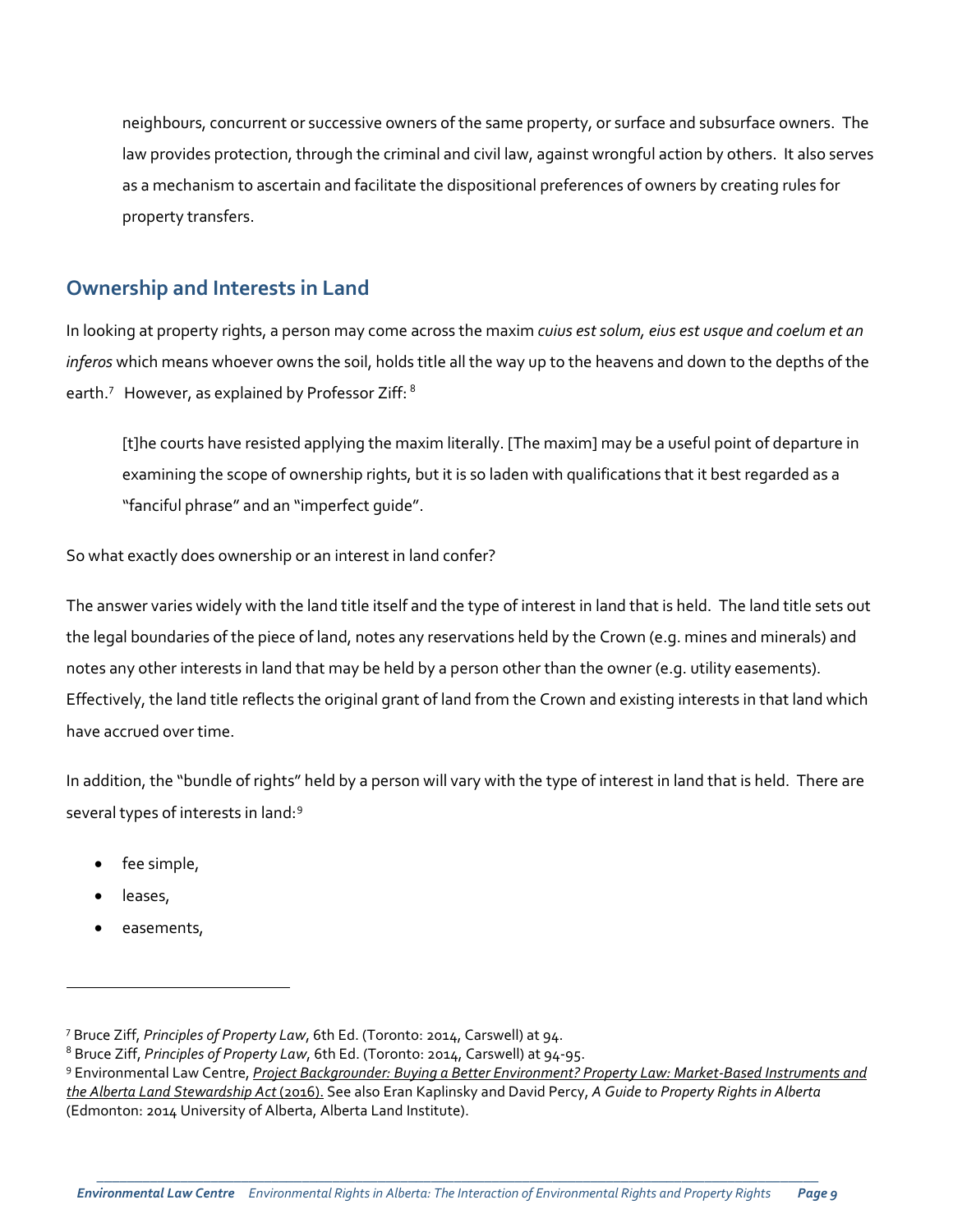neighbours, concurrent or successive owners of the same property, or surface and subsurface owners. The law provides protection, through the criminal and civil law, against wrongful action by others. It also serves as a mechanism to ascertain and facilitate the dispositional preferences of owners by creating rules for property transfers.

## Ownership and Interests in Land

In looking at property rights, a person may come across the maxim *cuius est solum, eius est usque and coelum et an inferos* which means whoever owns the soil, holds title all the way up to the heavens and down to the depths of the earth.[7] However, as explained by Professor Ziff: [8]

> [t]he courts have resisted applying the maxim literally. [The maxim] may be a useful point of departure in examining the scope of ownership rights, but it is so laden with qualifications that it best regarded as a "fanciful phrase" and an "imperfect guide".

So what exactly does ownership or an interest in land confer?

The answer varies widely with the land title itself and the type of interest in land that is held. The land title sets out the legal boundaries of the piece of land, notes any reservations held by the Crown (e.g. mines and minerals) and notes any other interests in land that may be held by a person other than the owner (e.g. utility easements). Effectively, the land title reflects the original grant of land from the Crown and existing interests in that land which have accrued over time.

In addition, the "bundle of rights" held by a person will vary with the type of interest in land that is held. There are several types of interests in land:[9]

- fee simple,
- leases,
- easements,

---

[7] Bruce Ziff, *Principles of Property Law*, 6th Ed. (Toronto: 2014, Carswell) at 94.

[8] Bruce Ziff, *Principles of Property Law*, 6th Ed. (Toronto: 2014, Carswell) at 94-95.

[9] Environmental Law Centre, *Project Backgrounder: Buying a Better Environment? Property Law: Market-Based Instruments and the Alberta Land Stewardship Act* (2016). See also Eran Kaplinsky and David Percy, *A Guide to Property Rights in Alberta* (Edmonton: 2014 University of Alberta, Alberta Land Institute).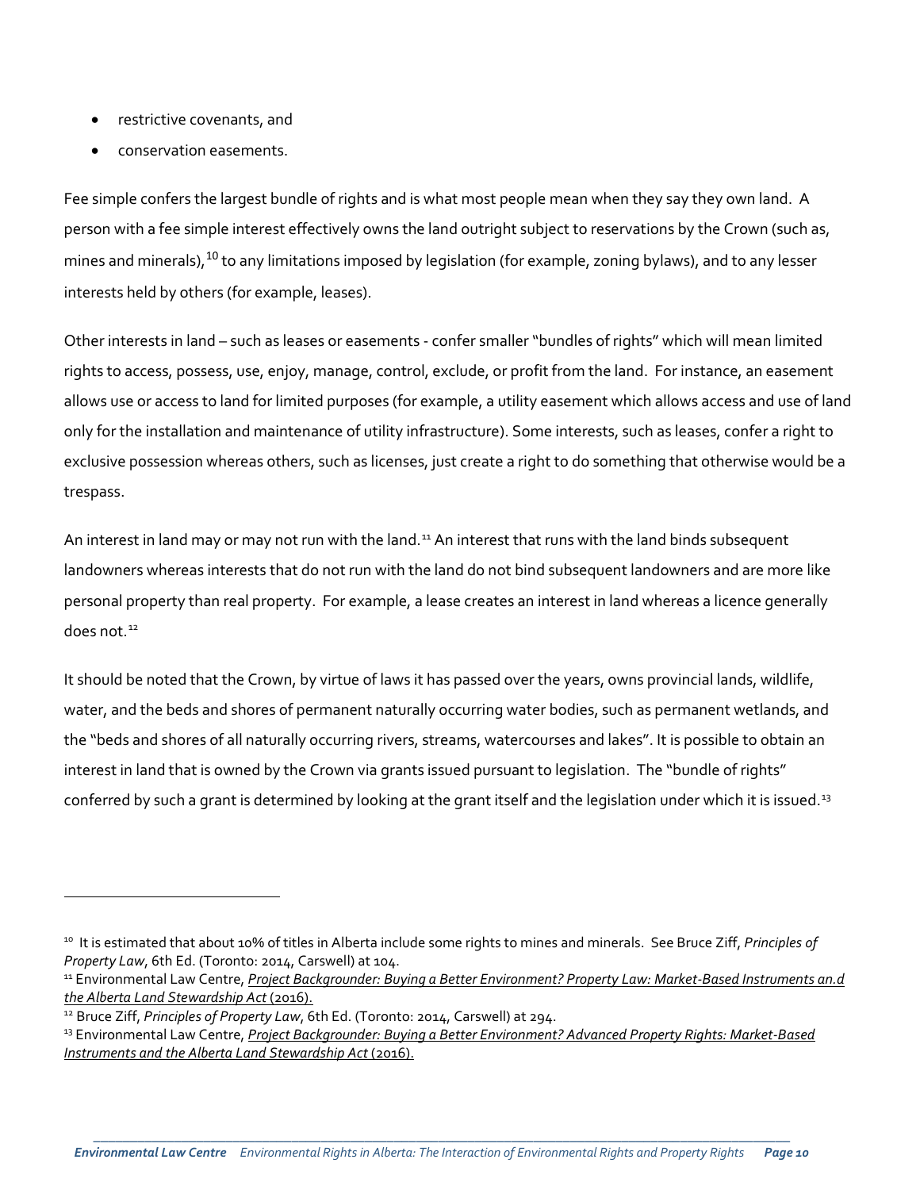- restrictive covenants, and
- conservation easements.

Fee simple confers the largest bundle of rights and is what most people mean when they say they own land. A person with a fee simple interest effectively owns the land outright subject to reservations by the Crown (such as, mines and minerals),[10] to any limitations imposed by legislation (for example, zoning bylaws), and to any lesser interests held by others (for example, leases).

Other interests in land – such as leases or easements - confer smaller "bundles of rights" which will mean limited rights to access, possess, use, enjoy, manage, control, exclude, or profit from the land. For instance, an easement allows use or access to land for limited purposes (for example, a utility easement which allows access and use of land only for the installation and maintenance of utility infrastructure). Some interests, such as leases, confer a right to exclusive possession whereas others, such as licenses, just create a right to do something that otherwise would be a trespass.

An interest in land may or may not run with the land.[11] An interest that runs with the land binds subsequent landowners whereas interests that do not run with the land do not bind subsequent landowners and are more like personal property than real property. For example, a lease creates an interest in land whereas a licence generally does not.[12]

It should be noted that the Crown, by virtue of laws it has passed over the years, owns provincial lands, wildlife, water, and the beds and shores of permanent naturally occurring water bodies, such as permanent wetlands, and the "beds and shores of all naturally occurring rivers, streams, watercourses and lakes". It is possible to obtain an interest in land that is owned by the Crown via grants issued pursuant to legislation. The "bundle of rights" conferred by such a grant is determined by looking at the grant itself and the legislation under which it is issued.[13]

---

[10] It is estimated that about 10% of titles in Alberta include some rights to mines and minerals. See Bruce Ziff, *Principles of Property Law*, 6th Ed. (Toronto: 2014, Carswell) at 104.

[11] Environmental Law Centre, *Project Backgrounder: Buying a Better Environment? Property Law: Market-Based Instruments an.d the Alberta Land Stewardship Act* (2016).

[12] Bruce Ziff, *Principles of Property Law*, 6th Ed. (Toronto: 2014, Carswell) at 294.

[13] Environmental Law Centre, *Project Backgrounder: Buying a Better Environment? Advanced Property Rights: Market-Based Instruments and the Alberta Land Stewardship Act* (2016).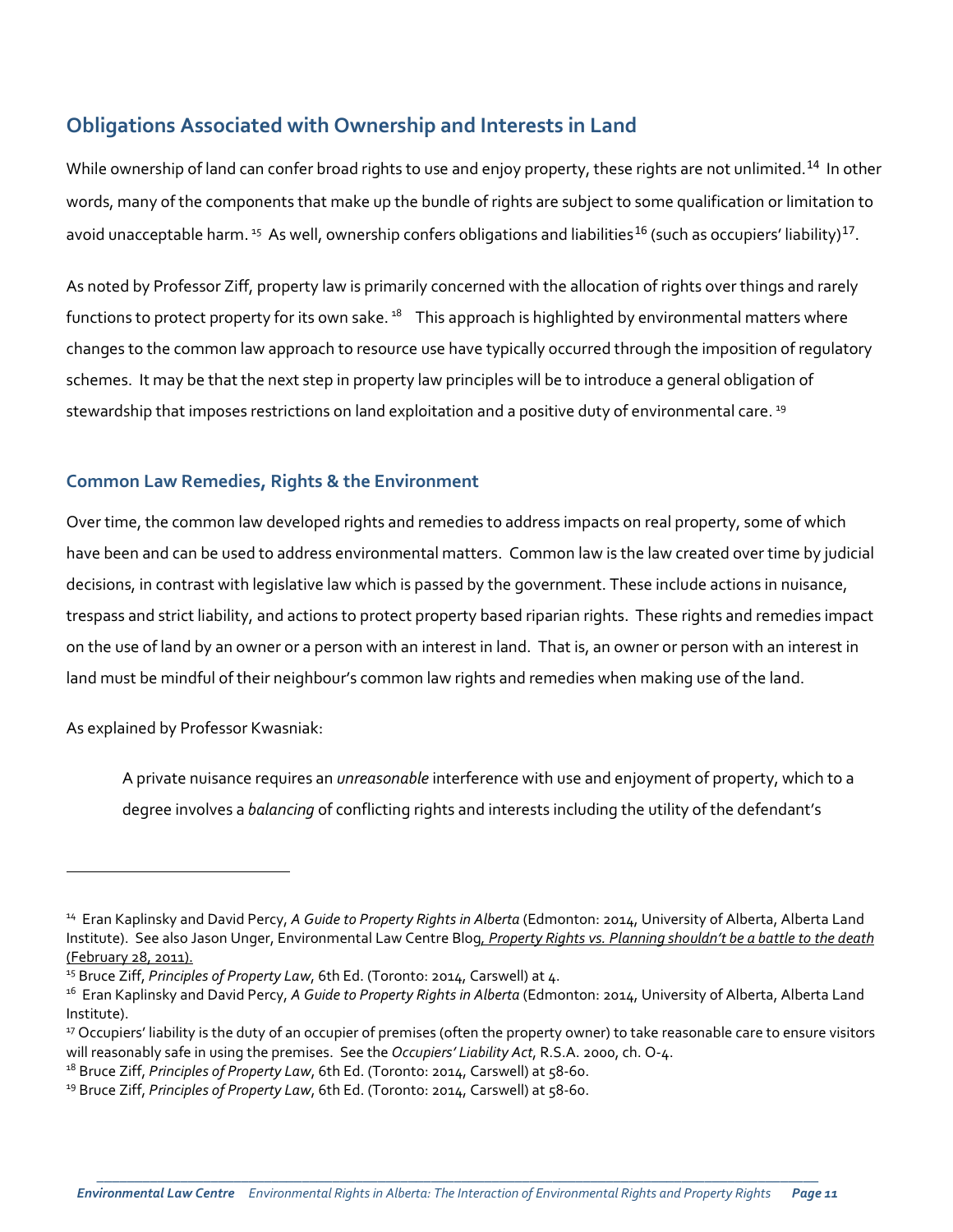## Obligations Associated with Ownership and Interests in Land

While ownership of land can confer broad rights to use and enjoy property, these rights are not unlimited.[14] In other words, many of the components that make up the bundle of rights are subject to some qualification or limitation to avoid unacceptable harm.[15] As well, ownership confers obligations and liabilities[16] (such as occupiers' liability)[17].

As noted by Professor Ziff, property law is primarily concerned with the allocation of rights over things and rarely functions to protect property for its own sake.[18] This approach is highlighted by environmental matters where changes to the common law approach to resource use have typically occurred through the imposition of regulatory schemes. It may be that the next step in property law principles will be to introduce a general obligation of stewardship that imposes restrictions on land exploitation and a positive duty of environmental care.[19]

### Common Law Remedies, Rights & the Environment

Over time, the common law developed rights and remedies to address impacts on real property, some of which have been and can be used to address environmental matters. Common law is the law created over time by judicial decisions, in contrast with legislative law which is passed by the government. These include actions in nuisance, trespass and strict liability, and actions to protect property based riparian rights. These rights and remedies impact on the use of land by an owner or a person with an interest in land. That is, an owner or person with an interest in land must be mindful of their neighbour's common law rights and remedies when making use of the land.

As explained by Professor Kwasniak:

> A private nuisance requires an *unreasonable* interference with use and enjoyment of property, which to a degree involves a *balancing* of conflicting rights and interests including the utility of the defendant's

---

[14] Eran Kaplinsky and David Percy, *A Guide to Property Rights in Alberta* (Edmonton: 2014, University of Alberta, Alberta Land Institute). See also Jason Unger, Environmental Law Centre Blog, *Property Rights vs. Planning shouldn't be a battle to the death* (February 28, 2011).

[15] Bruce Ziff, *Principles of Property Law*, 6th Ed. (Toronto: 2014, Carswell) at 4.

[16] Eran Kaplinsky and David Percy, *A Guide to Property Rights in Alberta* (Edmonton: 2014, University of Alberta, Alberta Land Institute).

[17] Occupiers' liability is the duty of an occupier of premises (often the property owner) to take reasonable care to ensure visitors will reasonably safe in using the premises. See the *Occupiers' Liability Act*, R.S.A. 2000, ch. O-4.

[18] Bruce Ziff, *Principles of Property Law*, 6th Ed. (Toronto: 2014, Carswell) at 58-60.

[19] Bruce Ziff, *Principles of Property Law*, 6th Ed. (Toronto: 2014, Carswell) at 58-60.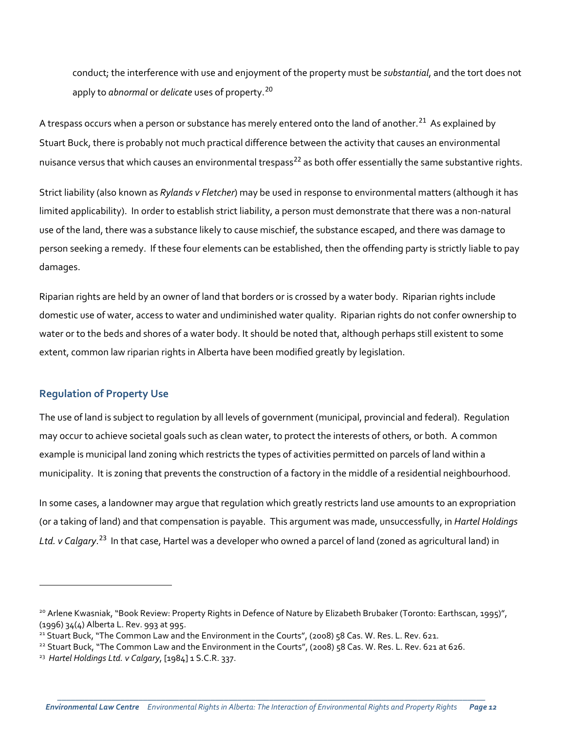conduct; the interference with use and enjoyment of the property must be *substantial*, and the tort does not apply to *abnormal* or *delicate* uses of property.[20]

A trespass occurs when a person or substance has merely entered onto the land of another.[21] As explained by Stuart Buck, there is probably not much practical difference between the activity that causes an environmental nuisance versus that which causes an environmental trespass[22] as both offer essentially the same substantive rights.

Strict liability (also known as *Rylands v Fletcher*) may be used in response to environmental matters (although it has limited applicability). In order to establish strict liability, a person must demonstrate that there was a non-natural use of the land, there was a substance likely to cause mischief, the substance escaped, and there was damage to person seeking a remedy. If these four elements can be established, then the offending party is strictly liable to pay damages.

Riparian rights are held by an owner of land that borders or is crossed by a water body. Riparian rights include domestic use of water, access to water and undiminished water quality. Riparian rights do not confer ownership to water or to the beds and shores of a water body. It should be noted that, although perhaps still existent to some extent, common law riparian rights in Alberta have been modified greatly by legislation.

## Regulation of Property Use

The use of land is subject to regulation by all levels of government (municipal, provincial and federal). Regulation may occur to achieve societal goals such as clean water, to protect the interests of others, or both. A common example is municipal land zoning which restricts the types of activities permitted on parcels of land within a municipality. It is zoning that prevents the construction of a factory in the middle of a residential neighbourhood.

In some cases, a landowner may argue that regulation which greatly restricts land use amounts to an expropriation (or a taking of land) and that compensation is payable. This argument was made, unsuccessfully, in *Hartel Holdings Ltd. v Calgary*.[23] In that case, Hartel was a developer who owned a parcel of land (zoned as agricultural land) in

---

[20] Arlene Kwasniak, "Book Review: Property Rights in Defence of Nature by Elizabeth Brubaker (Toronto: Earthscan, 1995)", (1996) 34(4) Alberta L. Rev. 993 at 995.

[21] Stuart Buck, "The Common Law and the Environment in the Courts", (2008) 58 Cas. W. Res. L. Rev. 621.

[22] Stuart Buck, "The Common Law and the Environment in the Courts", (2008) 58 Cas. W. Res. L. Rev. 621 at 626.

[23] *Hartel Holdings Ltd. v Calgary*, [1984] 1 S.C.R. 337.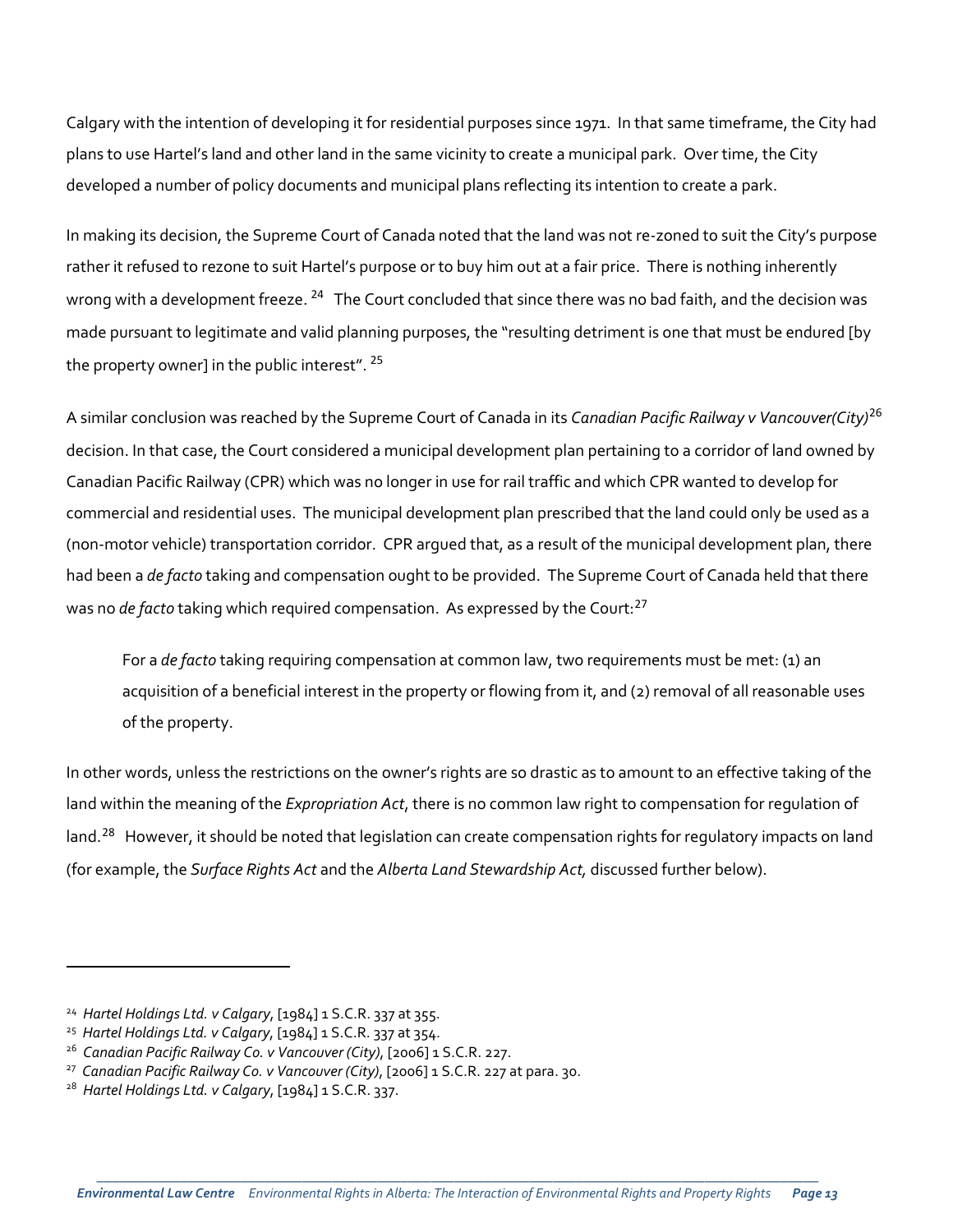Calgary with the intention of developing it for residential purposes since 1971. In that same timeframe, the City had plans to use Hartel's land and other land in the same vicinity to create a municipal park. Over time, the City developed a number of policy documents and municipal plans reflecting its intention to create a park.

In making its decision, the Supreme Court of Canada noted that the land was not re-zoned to suit the City's purpose rather it refused to rezone to suit Hartel's purpose or to buy him out at a fair price. There is nothing inherently wrong with a development freeze. [24] The Court concluded that since there was no bad faith, and the decision was made pursuant to legitimate and valid planning purposes, the "resulting detriment is one that must be endured [by the property owner] in the public interest". [25]

A similar conclusion was reached by the Supreme Court of Canada in its *Canadian Pacific Railway v Vancouver(City)*[26] decision. In that case, the Court considered a municipal development plan pertaining to a corridor of land owned by Canadian Pacific Railway (CPR) which was no longer in use for rail traffic and which CPR wanted to develop for commercial and residential uses. The municipal development plan prescribed that the land could only be used as a (non-motor vehicle) transportation corridor. CPR argued that, as a result of the municipal development plan, there had been a *de facto* taking and compensation ought to be provided. The Supreme Court of Canada held that there was no *de facto* taking which required compensation. As expressed by the Court:[27]

> For a *de facto* taking requiring compensation at common law, two requirements must be met: (1) an acquisition of a beneficial interest in the property or flowing from it, and (2) removal of all reasonable uses of the property.

In other words, unless the restrictions on the owner's rights are so drastic as to amount to an effective taking of the land within the meaning of the *Expropriation Act*, there is no common law right to compensation for regulation of land.[28] However, it should be noted that legislation can create compensation rights for regulatory impacts on land (for example, the *Surface Rights Act* and the *Alberta Land Stewardship Act,* discussed further below).

---

[24] *Hartel Holdings Ltd. v Calgary*, [1984] 1 S.C.R. 337 at 355.

[25] *Hartel Holdings Ltd. v Calgary*, [1984] 1 S.C.R. 337 at 354.

[26] *Canadian Pacific Railway Co. v Vancouver (City)*, [2006] 1 S.C.R. 227.

[27] *Canadian Pacific Railway Co. v Vancouver (City)*, [2006] 1 S.C.R. 227 at para. 30.

[28] *Hartel Holdings Ltd. v Calgary*, [1984] 1 S.C.R. 337.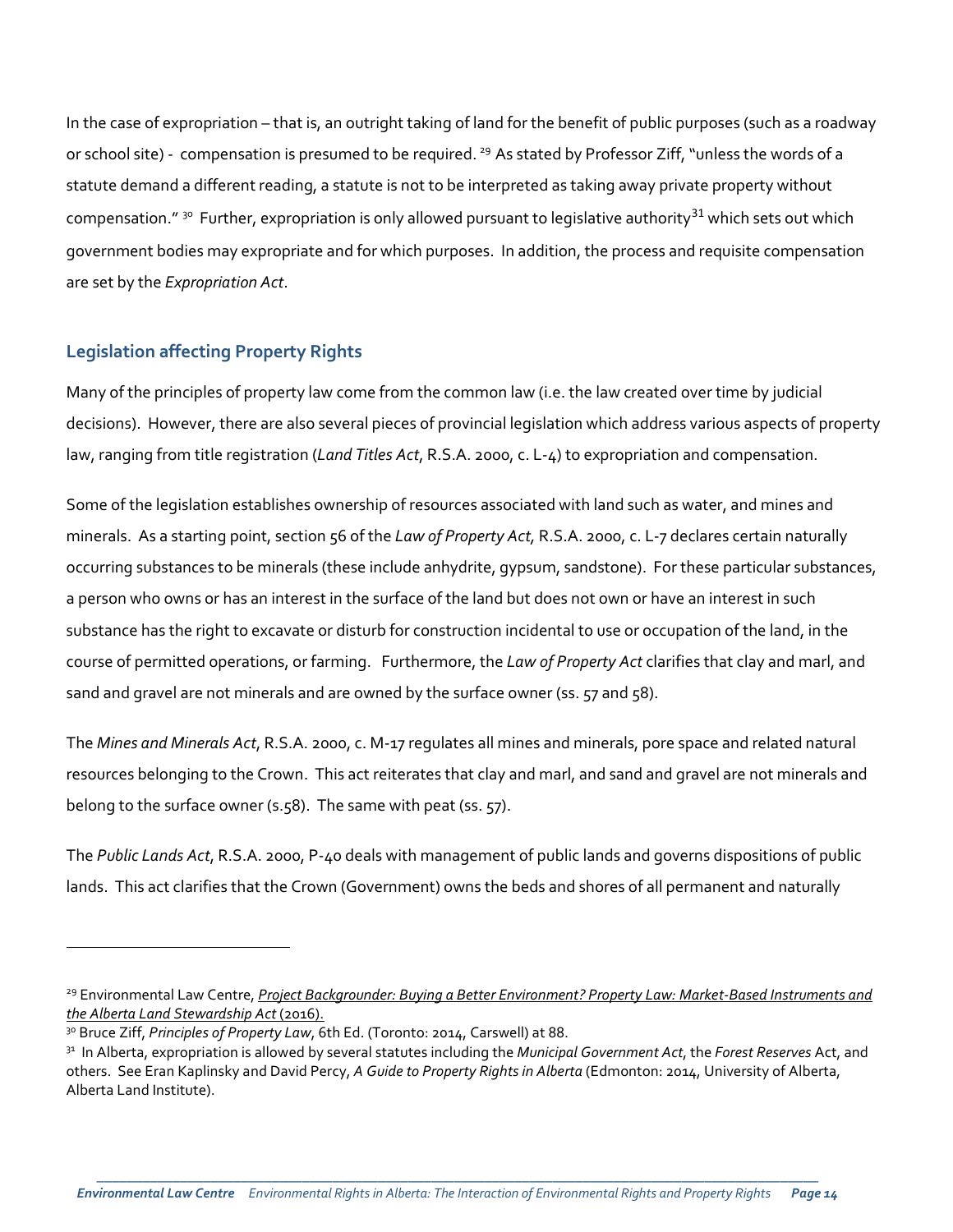In the case of expropriation – that is, an outright taking of land for the benefit of public purposes (such as a roadway or school site) - compensation is presumed to be required. [29] As stated by Professor Ziff, "unless the words of a statute demand a different reading, a statute is not to be interpreted as taking away private property without compensation." [30] Further, expropriation is only allowed pursuant to legislative authority[31] which sets out which government bodies may expropriate and for which purposes. In addition, the process and requisite compensation are set by the *Expropriation Act*.

## Legislation affecting Property Rights

Many of the principles of property law come from the common law (i.e. the law created over time by judicial decisions). However, there are also several pieces of provincial legislation which address various aspects of property law, ranging from title registration (*Land Titles Act*, R.S.A. 2000, c. L-4) to expropriation and compensation.

Some of the legislation establishes ownership of resources associated with land such as water, and mines and minerals. As a starting point, section 56 of the *Law of Property Act,* R.S.A. 2000, c. L-7 declares certain naturally occurring substances to be minerals (these include anhydrite, gypsum, sandstone). For these particular substances, a person who owns or has an interest in the surface of the land but does not own or have an interest in such substance has the right to excavate or disturb for construction incidental to use or occupation of the land, in the course of permitted operations, or farming. Furthermore, the *Law of Property Act* clarifies that clay and marl, and sand and gravel are not minerals and are owned by the surface owner (ss. 57 and 58).

The *Mines and Minerals Act*, R.S.A. 2000, c. M-17 regulates all mines and minerals, pore space and related natural resources belonging to the Crown. This act reiterates that clay and marl, and sand and gravel are not minerals and belong to the surface owner (s.58). The same with peat (ss. 57).

The *Public Lands Act*, R.S.A. 2000, P-40 deals with management of public lands and governs dispositions of public lands. This act clarifies that the Crown (Government) owns the beds and shores of all permanent and naturally

---

[29] Environmental Law Centre, *Project Backgrounder: Buying a Better Environment? Property Law: Market-Based Instruments and the Alberta Land Stewardship Act* (2016).

[30] Bruce Ziff, *Principles of Property Law*, 6th Ed. (Toronto: 2014, Carswell) at 88.

[31] In Alberta, expropriation is allowed by several statutes including the *Municipal Government Act*, the *Forest Reserves* Act, and others. See Eran Kaplinsky and David Percy, *A Guide to Property Rights in Alberta* (Edmonton: 2014, University of Alberta, Alberta Land Institute).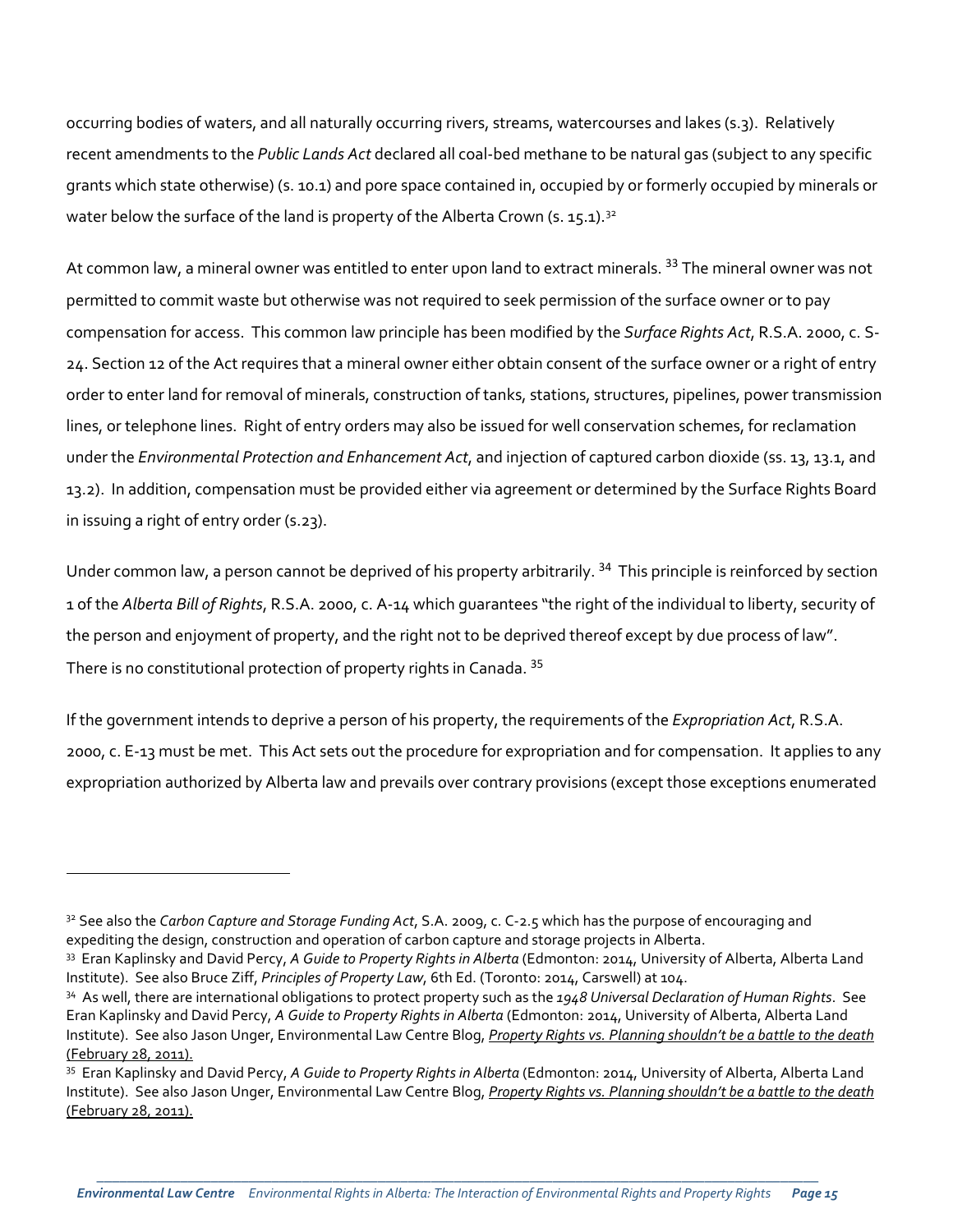occurring bodies of waters, and all naturally occurring rivers, streams, watercourses and lakes (s.3). Relatively recent amendments to the *Public Lands Act* declared all coal-bed methane to be natural gas (subject to any specific grants which state otherwise) (s. 10.1) and pore space contained in, occupied by or formerly occupied by minerals or water below the surface of the land is property of the Alberta Crown (s. 15.1).[32]

At common law, a mineral owner was entitled to enter upon land to extract minerals. [33] The mineral owner was not permitted to commit waste but otherwise was not required to seek permission of the surface owner or to pay compensation for access. This common law principle has been modified by the *Surface Rights Act*, R.S.A. 2000, c. S-24. Section 12 of the Act requires that a mineral owner either obtain consent of the surface owner or a right of entry order to enter land for removal of minerals, construction of tanks, stations, structures, pipelines, power transmission lines, or telephone lines. Right of entry orders may also be issued for well conservation schemes, for reclamation under the *Environmental Protection and Enhancement Act*, and injection of captured carbon dioxide (ss. 13, 13.1, and 13.2). In addition, compensation must be provided either via agreement or determined by the Surface Rights Board in issuing a right of entry order (s.23).

Under common law, a person cannot be deprived of his property arbitrarily. [34] This principle is reinforced by section 1 of the *Alberta Bill of Rights*, R.S.A. 2000, c. A-14 which guarantees "the right of the individual to liberty, security of the person and enjoyment of property, and the right not to be deprived thereof except by due process of law". There is no constitutional protection of property rights in Canada. [35]

If the government intends to deprive a person of his property, the requirements of the *Expropriation Act*, R.S.A. 2000, c. E-13 must be met. This Act sets out the procedure for expropriation and for compensation. It applies to any expropriation authorized by Alberta law and prevails over contrary provisions (except those exceptions enumerated

---

[32] See also the *Carbon Capture and Storage Funding Act*, S.A. 2009, c. C-2.5 which has the purpose of encouraging and expediting the design, construction and operation of carbon capture and storage projects in Alberta.

[33] Eran Kaplinsky and David Percy, *A Guide to Property Rights in Alberta* (Edmonton: 2014, University of Alberta, Alberta Land Institute). See also Bruce Ziff, *Principles of Property Law*, 6th Ed. (Toronto: 2014, Carswell) at 104.

[34] As well, there are international obligations to protect property such as the *1948 Universal Declaration of Human Rights*. See Eran Kaplinsky and David Percy, *A Guide to Property Rights in Alberta* (Edmonton: 2014, University of Alberta, Alberta Land Institute). See also Jason Unger, Environmental Law Centre Blog, *Property Rights vs. Planning shouldn't be a battle to the death* (February 28, 2011).

[35] Eran Kaplinsky and David Percy, *A Guide to Property Rights in Alberta* (Edmonton: 2014, University of Alberta, Alberta Land Institute). See also Jason Unger, Environmental Law Centre Blog, *Property Rights vs. Planning shouldn't be a battle to the death* (February 28, 2011).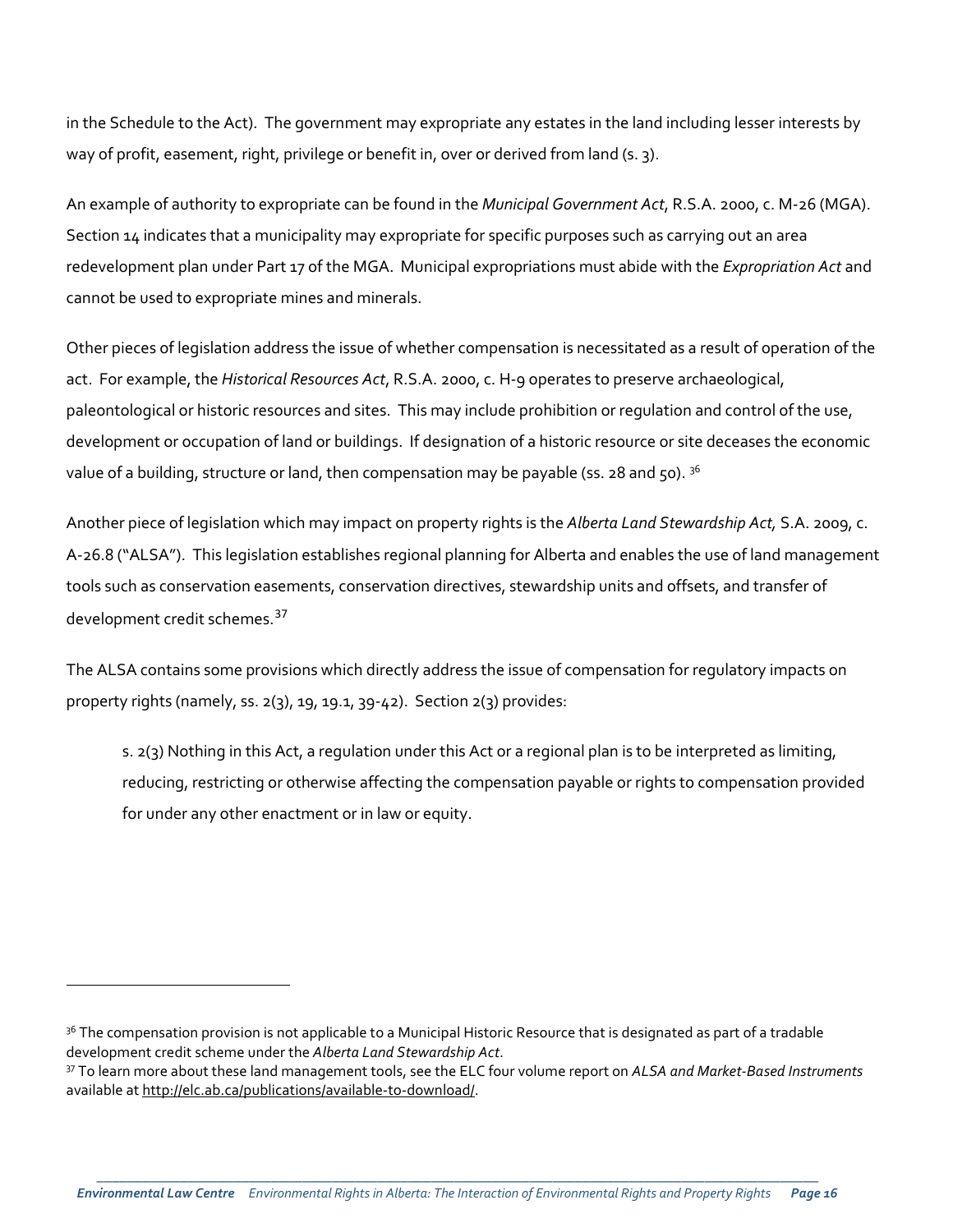in the Schedule to the Act). The government may expropriate any estates in the land including lesser interests by way of profit, easement, right, privilege or benefit in, over or derived from land (s. 3).

An example of authority to expropriate can be found in the *Municipal Government Act*, R.S.A. 2000, c. M-26 (MGA). Section 14 indicates that a municipality may expropriate for specific purposes such as carrying out an area redevelopment plan under Part 17 of the MGA. Municipal expropriations must abide with the *Expropriation Act* and cannot be used to expropriate mines and minerals.

Other pieces of legislation address the issue of whether compensation is necessitated as a result of operation of the act. For example, the *Historical Resources Act*, R.S.A. 2000, c. H-9 operates to preserve archaeological, paleontological or historic resources and sites. This may include prohibition or regulation and control of the use, development or occupation of land or buildings. If designation of a historic resource or site deceases the economic value of a building, structure or land, then compensation may be payable (ss. 28 and 50). [36]

Another piece of legislation which may impact on property rights is the *Alberta Land Stewardship Act,* S.A. 2009, c. A-26.8 ("ALSA"). This legislation establishes regional planning for Alberta and enables the use of land management tools such as conservation easements, conservation directives, stewardship units and offsets, and transfer of development credit schemes.[37]

The ALSA contains some provisions which directly address the issue of compensation for regulatory impacts on property rights (namely, ss. 2(3), 19, 19.1, 39-42). Section 2(3) provides:

> s. 2(3) Nothing in this Act, a regulation under this Act or a regional plan is to be interpreted as limiting, reducing, restricting or otherwise affecting the compensation payable or rights to compensation provided for under any other enactment or in law or equity.

---

[36] The compensation provision is not applicable to a Municipal Historic Resource that is designated as part of a tradable development credit scheme under the *Alberta Land Stewardship Act*.

[37] To learn more about these land management tools, see the ELC four volume report on *ALSA and Market-Based Instruments* available at http://elc.ab.ca/publications/available-to-download/.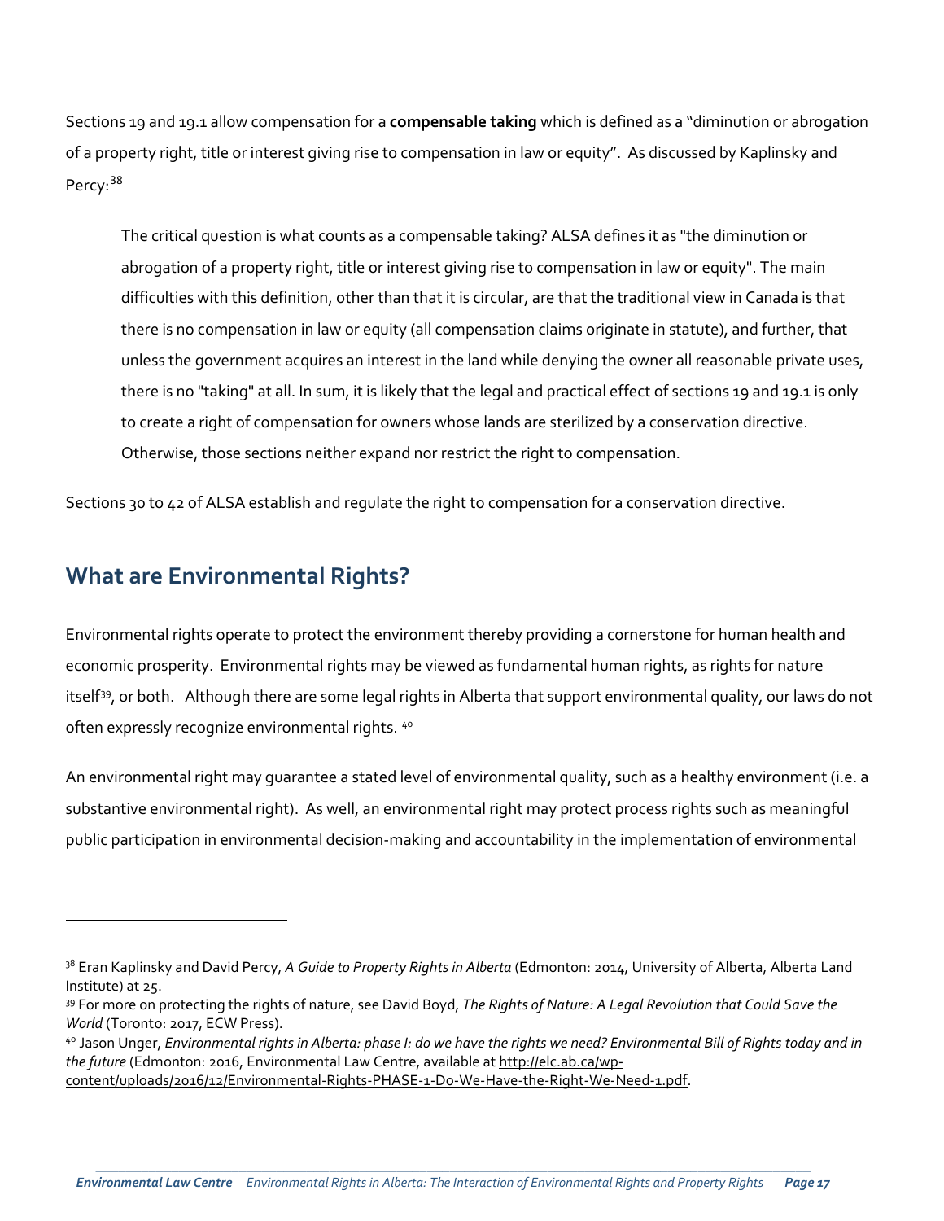Sections 19 and 19.1 allow compensation for a **compensable taking** which is defined as a "diminution or abrogation of a property right, title or interest giving rise to compensation in law or equity". As discussed by Kaplinsky and Percy:[38]

> The critical question is what counts as a compensable taking? ALSA defines it as "the diminution or abrogation of a property right, title or interest giving rise to compensation in law or equity". The main difficulties with this definition, other than that it is circular, are that the traditional view in Canada is that there is no compensation in law or equity (all compensation claims originate in statute), and further, that unless the government acquires an interest in the land while denying the owner all reasonable private uses, there is no "taking" at all. In sum, it is likely that the legal and practical effect of sections 19 and 19.1 is only to create a right of compensation for owners whose lands are sterilized by a conservation directive. Otherwise, those sections neither expand nor restrict the right to compensation.

Sections 30 to 42 of ALSA establish and regulate the right to compensation for a conservation directive.

## What are Environmental Rights?

Environmental rights operate to protect the environment thereby providing a cornerstone for human health and economic prosperity. Environmental rights may be viewed as fundamental human rights, as rights for nature itself[39], or both. Although there are some legal rights in Alberta that support environmental quality, our laws do not often expressly recognize environmental rights. [40]

An environmental right may guarantee a stated level of environmental quality, such as a healthy environment (i.e. a substantive environmental right). As well, an environmental right may protect process rights such as meaningful public participation in environmental decision-making and accountability in the implementation of environmental

---

[38] Eran Kaplinsky and David Percy, *A Guide to Property Rights in Alberta* (Edmonton: 2014, University of Alberta, Alberta Land Institute) at 25.

[39] For more on protecting the rights of nature, see David Boyd, *The Rights of Nature: A Legal Revolution that Could Save the World* (Toronto: 2017, ECW Press).

[40] Jason Unger, *Environmental rights in Alberta: phase I: do we have the rights we need? Environmental Bill of Rights today and in the future* (Edmonton: 2016, Environmental Law Centre, available at http://elc.ab.ca/wp-content/uploads/2016/12/Environmental-Rights-PHASE-1-Do-We-Have-the-Right-We-Need-1.pdf.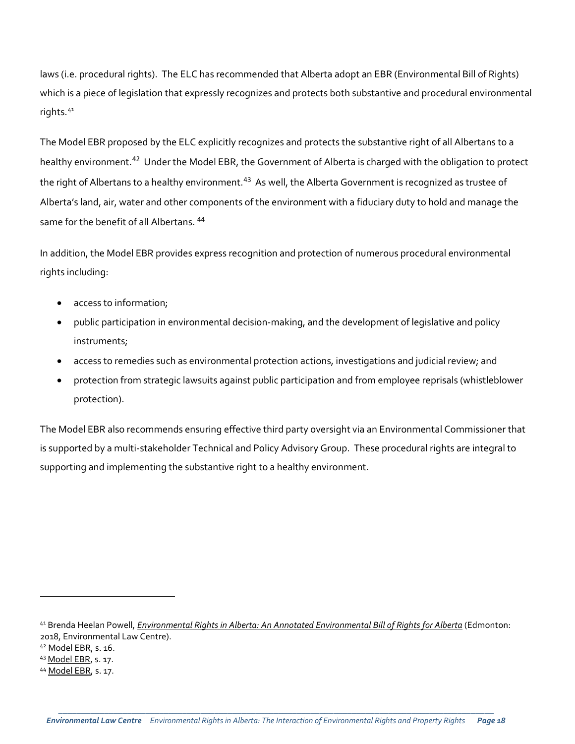laws (i.e. procedural rights). The ELC has recommended that Alberta adopt an EBR (Environmental Bill of Rights) which is a piece of legislation that expressly recognizes and protects both substantive and procedural environmental rights.[41]

The Model EBR proposed by the ELC explicitly recognizes and protects the substantive right of all Albertans to a healthy environment.[42] Under the Model EBR, the Government of Alberta is charged with the obligation to protect the right of Albertans to a healthy environment.[43] As well, the Alberta Government is recognized as trustee of Alberta's land, air, water and other components of the environment with a fiduciary duty to hold and manage the same for the benefit of all Albertans.[44]

In addition, the Model EBR provides express recognition and protection of numerous procedural environmental rights including:

- access to information;
- public participation in environmental decision-making, and the development of legislative and policy instruments;
- access to remedies such as environmental protection actions, investigations and judicial review; and
- protection from strategic lawsuits against public participation and from employee reprisals (whistleblower protection).

The Model EBR also recommends ensuring effective third party oversight via an Environmental Commissioner that is supported by a multi-stakeholder Technical and Policy Advisory Group. These procedural rights are integral to supporting and implementing the substantive right to a healthy environment.

---

[41] Brenda Heelan Powell, ***Environmental Rights in Alberta: An Annotated Environmental Bill of Rights for Alberta*** (Edmonton: 2018, Environmental Law Centre).

[42] Model EBR, s. 16.

[43] Model EBR, s. 17.

[44] Model EBR, s. 17.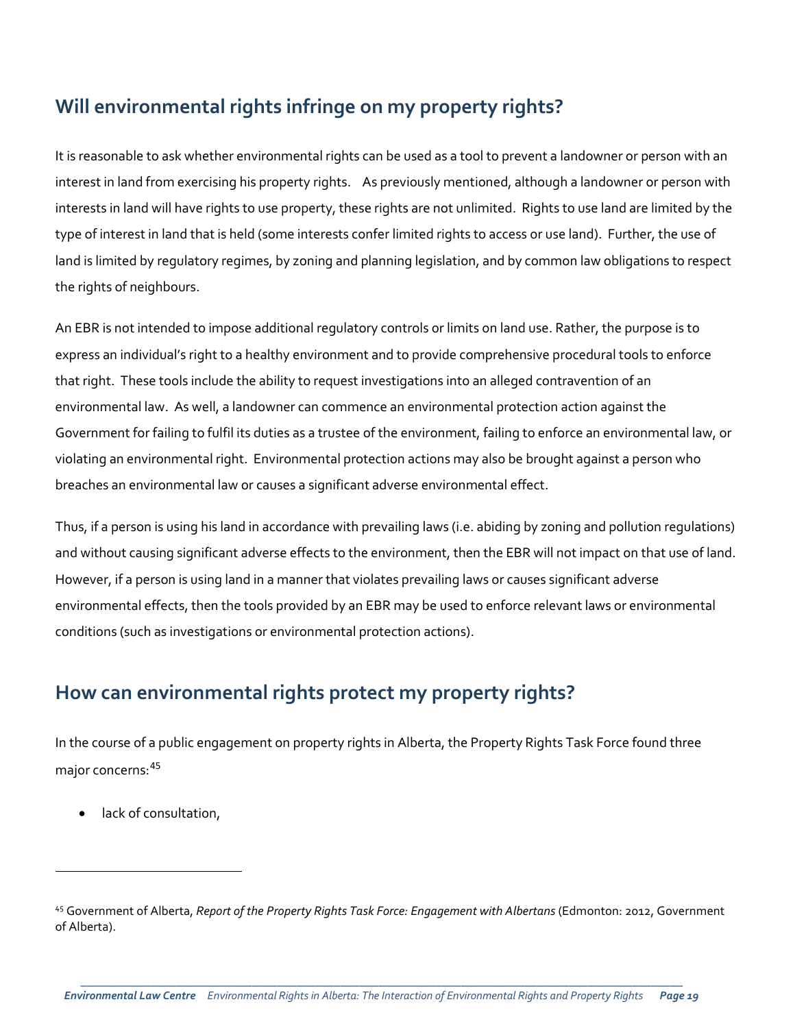## Will environmental rights infringe on my property rights?

It is reasonable to ask whether environmental rights can be used as a tool to prevent a landowner or person with an interest in land from exercising his property rights. As previously mentioned, although a landowner or person with interests in land will have rights to use property, these rights are not unlimited. Rights to use land are limited by the type of interest in land that is held (some interests confer limited rights to access or use land). Further, the use of land is limited by regulatory regimes, by zoning and planning legislation, and by common law obligations to respect the rights of neighbours.

An EBR is not intended to impose additional regulatory controls or limits on land use. Rather, the purpose is to express an individual's right to a healthy environment and to provide comprehensive procedural tools to enforce that right. These tools include the ability to request investigations into an alleged contravention of an environmental law. As well, a landowner can commence an environmental protection action against the Government for failing to fulfil its duties as a trustee of the environment, failing to enforce an environmental law, or violating an environmental right. Environmental protection actions may also be brought against a person who breaches an environmental law or causes a significant adverse environmental effect.

Thus, if a person is using his land in accordance with prevailing laws (i.e. abiding by zoning and pollution regulations) and without causing significant adverse effects to the environment, then the EBR will not impact on that use of land. However, if a person is using land in a manner that violates prevailing laws or causes significant adverse environmental effects, then the tools provided by an EBR may be used to enforce relevant laws or environmental conditions (such as investigations or environmental protection actions).

## How can environmental rights protect my property rights?

In the course of a public engagement on property rights in Alberta, the Property Rights Task Force found three major concerns:[45]

- lack of consultation,

[45] Government of Alberta, *Report of the Property Rights Task Force: Engagement with Albertans* (Edmonton: 2012, Government of Alberta).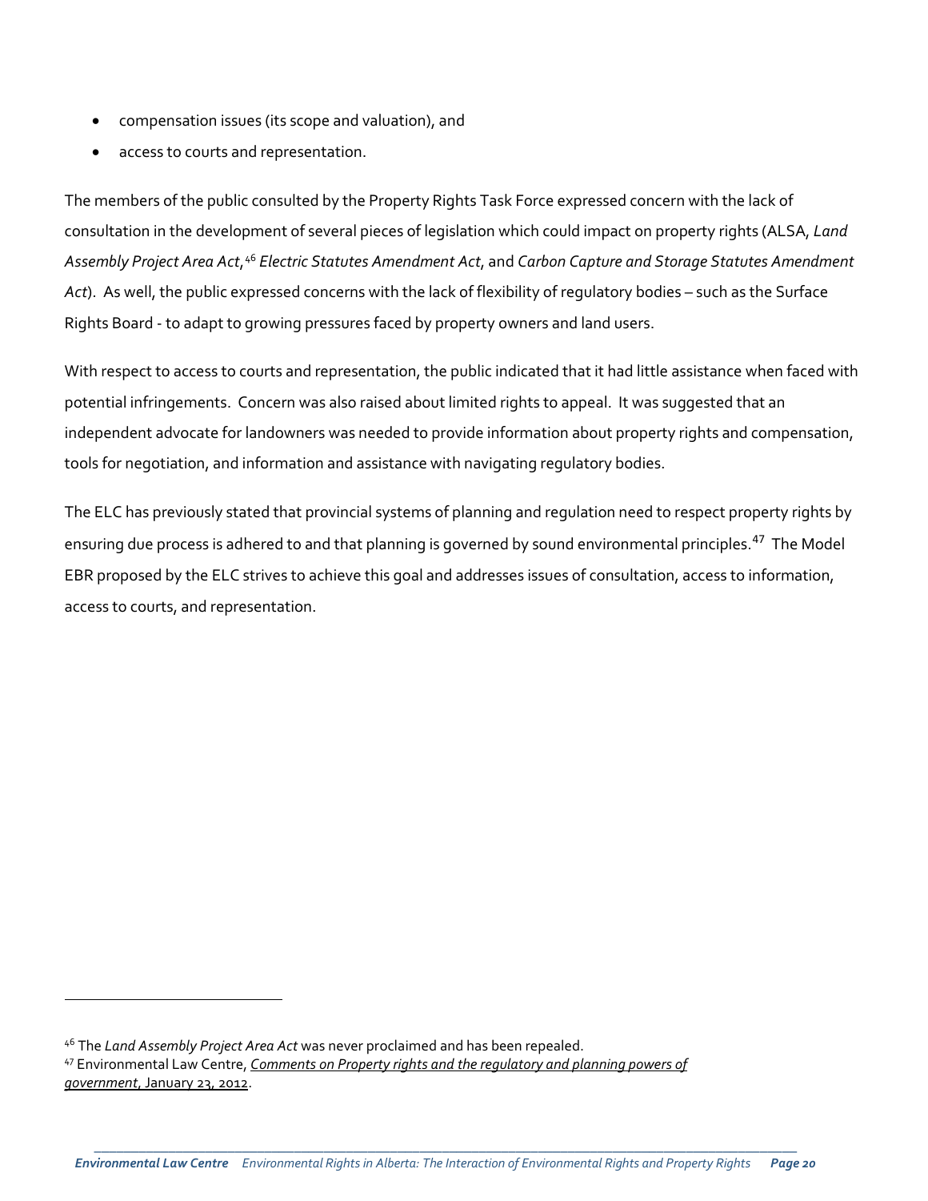- compensation issues (its scope and valuation), and
- access to courts and representation.

The members of the public consulted by the Property Rights Task Force expressed concern with the lack of consultation in the development of several pieces of legislation which could impact on property rights (ALSA, *Land Assembly Project Area Act*,[46] *Electric Statutes Amendment Act*, and *Carbon Capture and Storage Statutes Amendment Act*). As well, the public expressed concerns with the lack of flexibility of regulatory bodies – such as the Surface Rights Board - to adapt to growing pressures faced by property owners and land users.

With respect to access to courts and representation, the public indicated that it had little assistance when faced with potential infringements. Concern was also raised about limited rights to appeal. It was suggested that an independent advocate for landowners was needed to provide information about property rights and compensation, tools for negotiation, and information and assistance with navigating regulatory bodies.

The ELC has previously stated that provincial systems of planning and regulation need to respect property rights by ensuring due process is adhered to and that planning is governed by sound environmental principles.[47] The Model EBR proposed by the ELC strives to achieve this goal and addresses issues of consultation, access to information, access to courts, and representation.

---

[46] The *Land Assembly Project Area Act* was never proclaimed and has been repealed.

[47] Environmental Law Centre, *Comments on Property rights and the regulatory and planning powers of government*, January 23, 2012.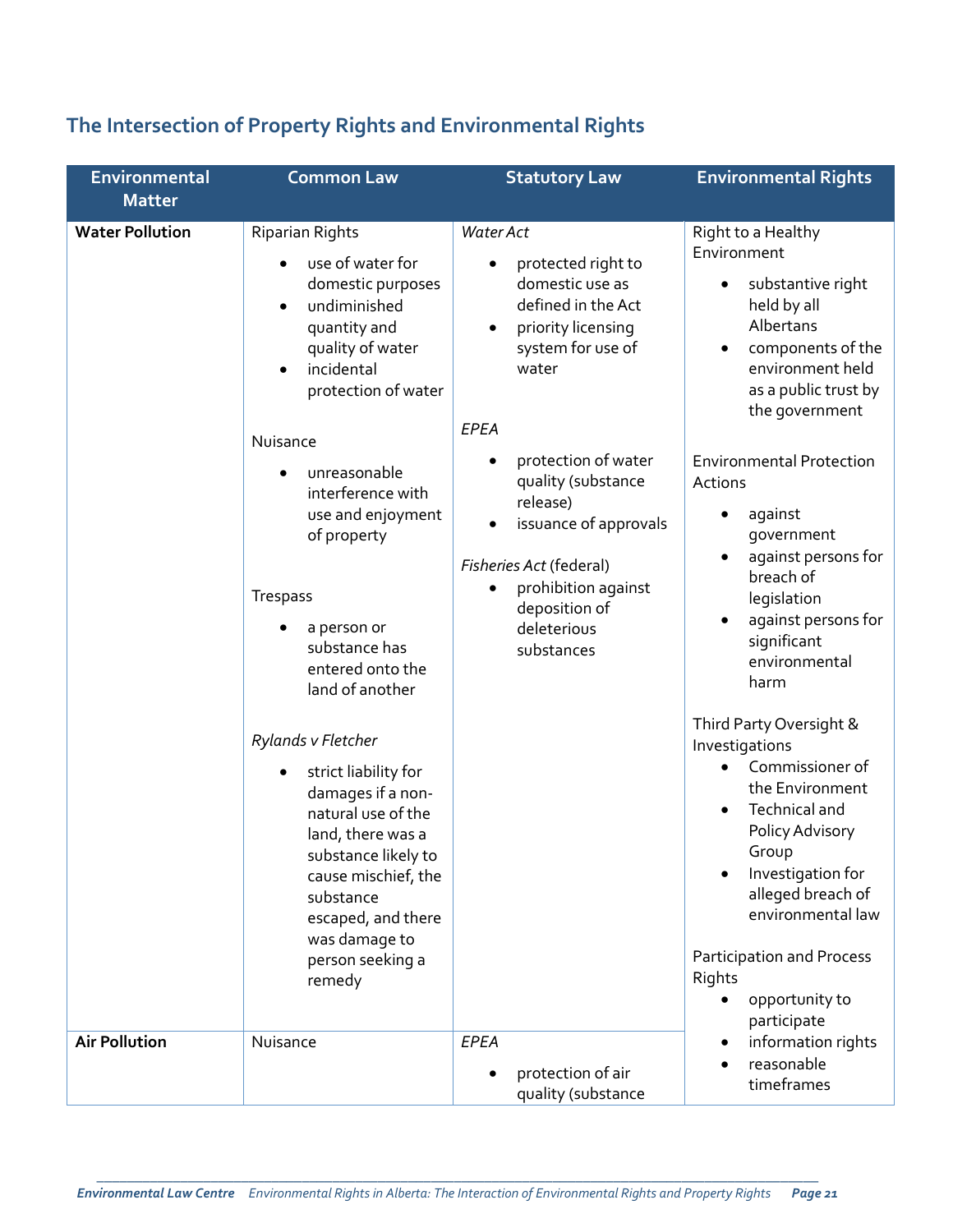## The Intersection of Property Rights and Environmental Rights

| Environmental Matter | Common Law | Statutory Law | Environmental Rights |
|---|---|---|---|
| **Water Pollution** | Riparian Rights<br>• use of water for domestic purposes<br>• undiminished quantity and quality of water<br>• incidental protection of water<br><br>Nuisance<br>• unreasonable interference with use and enjoyment of property<br><br>Trespass<br>• a person or substance has entered onto the land of another<br><br>*Rylands v Fletcher*<br>• strict liability for damages if a non-natural use of the land, there was a substance likely to cause mischief, the substance escaped, and there was damage to person seeking a remedy | *Water Act*<br>• protected right to domestic use as defined in the Act<br>• priority licensing system for use of water<br><br>*EPEA*<br>• protection of water quality (substance release)<br>• issuance of approvals<br><br>*Fisheries Act* (federal)<br>• prohibition against deposition of deleterious substances | Right to a Healthy Environment<br>• substantive right held by all Albertans<br>• components of the environment held as a public trust by the government<br><br>Environmental Protection Actions<br>• against government<br>• against persons for breach of legislation<br>• against persons for significant environmental harm<br><br>Third Party Oversight & Investigations<br>• Commissioner of the Environment<br>• Technical and Policy Advisory Group<br>• Investigation for alleged breach of environmental law<br><br>Participation and Process Rights<br>• opportunity to participate<br>• information rights<br>• reasonable timeframes |
| **Air Pollution** | Nuisance | *EPEA*<br>• protection of air quality (substance | |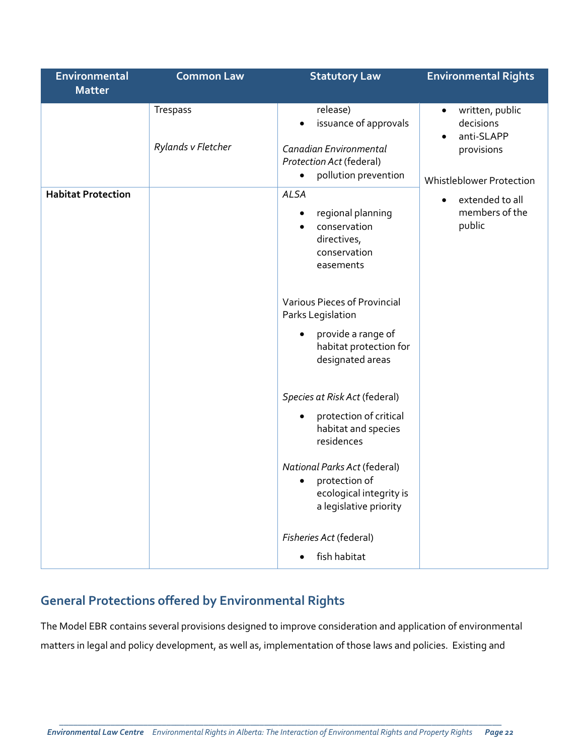| Environmental Matter | Common Law | Statutory Law | Environmental Rights |
|---|---|---|---|
| | Trespass<br><br>*Rylands v Fletcher* | release)<br>• issuance of approvals<br><br>*Canadian Environmental Protection Act* (federal)<br>• pollution prevention | • written, public decisions<br>• anti-SLAPP provisions<br><br>Whistleblower Protection<br>• extended to all members of the public |
| **Habitat Protection** | | *ALSA*<br>• regional planning<br>• conservation directives, conservation easements<br><br>Various Pieces of Provincial Parks Legislation<br>• provide a range of habitat protection for designated areas<br><br>*Species at Risk Act* (federal)<br>• protection of critical habitat and species residences<br><br>*National Parks Act* (federal)<br>• protection of ecological integrity is a legislative priority<br><br>*Fisheries Act* (federal)<br>• fish habitat | |

## General Protections offered by Environmental Rights

The Model EBR contains several provisions designed to improve consideration and application of environmental matters in legal and policy development, as well as, implementation of those laws and policies. Existing and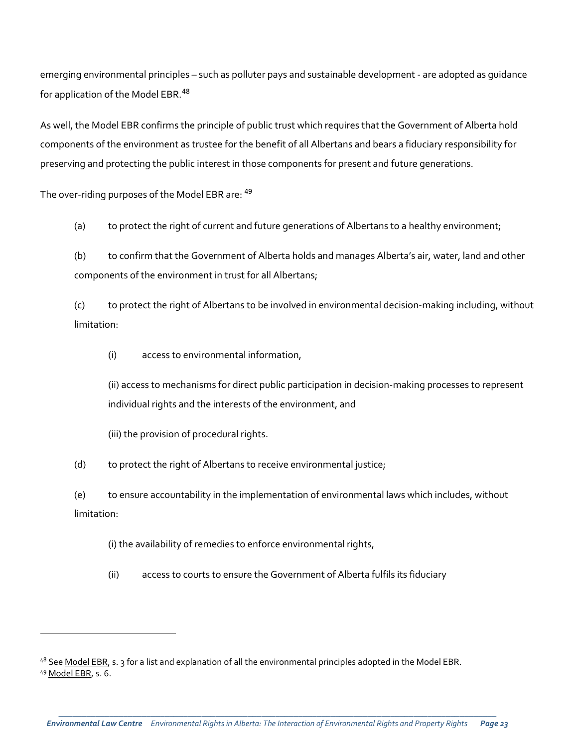emerging environmental principles – such as polluter pays and sustainable development - are adopted as guidance for application of the Model EBR.[48]

As well, the Model EBR confirms the principle of public trust which requires that the Government of Alberta hold components of the environment as trustee for the benefit of all Albertans and bears a fiduciary responsibility for preserving and protecting the public interest in those components for present and future generations.

The over-riding purposes of the Model EBR are: [49]

(a) to protect the right of current and future generations of Albertans to a healthy environment;

(b) to confirm that the Government of Alberta holds and manages Alberta's air, water, land and other components of the environment in trust for all Albertans;

(c) to protect the right of Albertans to be involved in environmental decision-making including, without limitation:

(i) access to environmental information,

(ii) access to mechanisms for direct public participation in decision-making processes to represent individual rights and the interests of the environment, and

(iii) the provision of procedural rights.

(d) to protect the right of Albertans to receive environmental justice;

(e) to ensure accountability in the implementation of environmental laws which includes, without limitation:

(i) the availability of remedies to enforce environmental rights,

(ii) access to courts to ensure the Government of Alberta fulfils its fiduciary

---

[48] See Model EBR, s. 3 for a list and explanation of all the environmental principles adopted in the Model EBR.
[49] Model EBR, s. 6.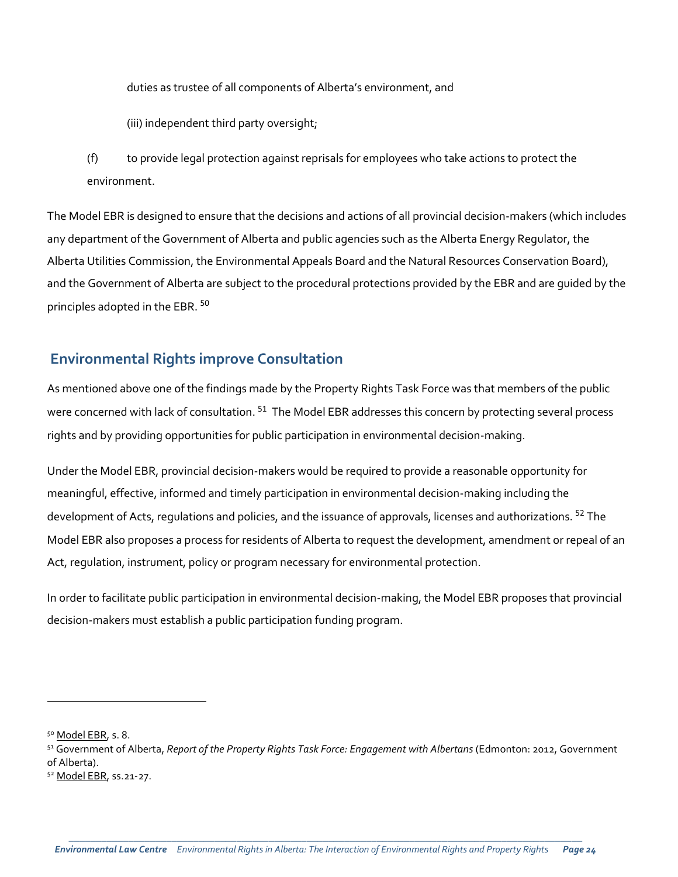duties as trustee of all components of Alberta's environment, and

(iii) independent third party oversight;

(f) to provide legal protection against reprisals for employees who take actions to protect the environment.

The Model EBR is designed to ensure that the decisions and actions of all provincial decision-makers (which includes any department of the Government of Alberta and public agencies such as the Alberta Energy Regulator, the Alberta Utilities Commission, the Environmental Appeals Board and the Natural Resources Conservation Board), and the Government of Alberta are subject to the procedural protections provided by the EBR and are guided by the principles adopted in the EBR. [50]

## Environmental Rights improve Consultation

As mentioned above one of the findings made by the Property Rights Task Force was that members of the public were concerned with lack of consultation. [51] The Model EBR addresses this concern by protecting several process rights and by providing opportunities for public participation in environmental decision-making.

Under the Model EBR, provincial decision-makers would be required to provide a reasonable opportunity for meaningful, effective, informed and timely participation in environmental decision-making including the development of Acts, regulations and policies, and the issuance of approvals, licenses and authorizations. [52] The Model EBR also proposes a process for residents of Alberta to request the development, amendment or repeal of an Act, regulation, instrument, policy or program necessary for environmental protection.

In order to facilitate public participation in environmental decision-making, the Model EBR proposes that provincial decision-makers must establish a public participation funding program.

---

[50] Model EBR, s. 8.

[51] Government of Alberta, *Report of the Property Rights Task Force: Engagement with Albertans* (Edmonton: 2012, Government of Alberta).

[52] Model EBR, ss.21-27.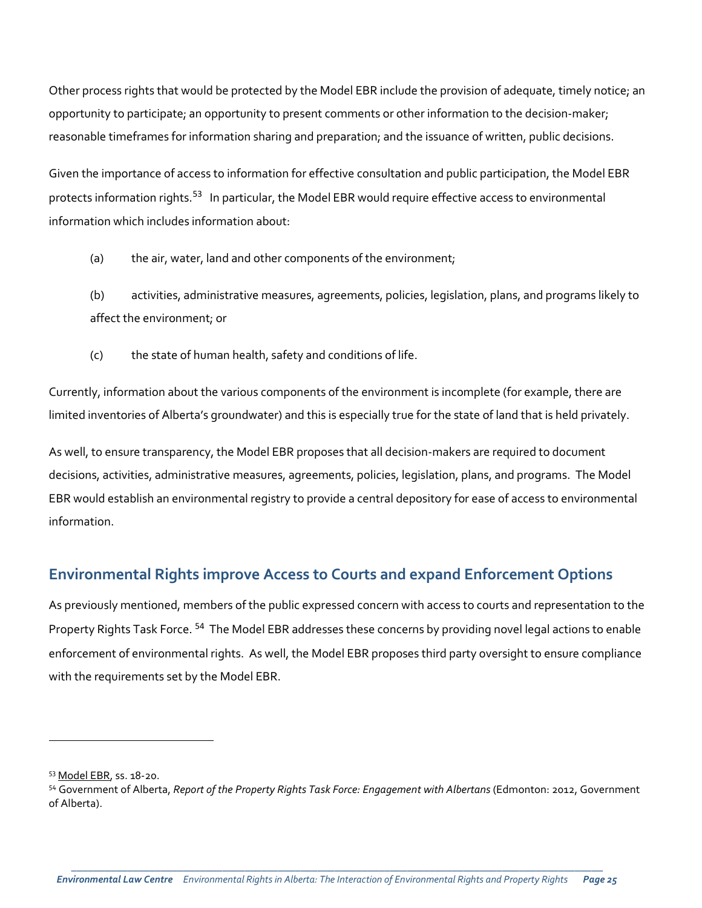Other process rights that would be protected by the Model EBR include the provision of adequate, timely notice; an opportunity to participate; an opportunity to present comments or other information to the decision-maker; reasonable timeframes for information sharing and preparation; and the issuance of written, public decisions.

Given the importance of access to information for effective consultation and public participation, the Model EBR protects information rights.[53] In particular, the Model EBR would require effective access to environmental information which includes information about:

(a) the air, water, land and other components of the environment;

(b) activities, administrative measures, agreements, policies, legislation, plans, and programs likely to affect the environment; or

(c) the state of human health, safety and conditions of life.

Currently, information about the various components of the environment is incomplete (for example, there are limited inventories of Alberta's groundwater) and this is especially true for the state of land that is held privately.

As well, to ensure transparency, the Model EBR proposes that all decision-makers are required to document decisions, activities, administrative measures, agreements, policies, legislation, plans, and programs. The Model EBR would establish an environmental registry to provide a central depository for ease of access to environmental information.

## Environmental Rights improve Access to Courts and expand Enforcement Options

As previously mentioned, members of the public expressed concern with access to courts and representation to the Property Rights Task Force.[54] The Model EBR addresses these concerns by providing novel legal actions to enable enforcement of environmental rights. As well, the Model EBR proposes third party oversight to ensure compliance with the requirements set by the Model EBR.

---

[53] Model EBR, ss. 18-20.

[54] Government of Alberta, *Report of the Property Rights Task Force: Engagement with Albertans* (Edmonton: 2012, Government of Alberta).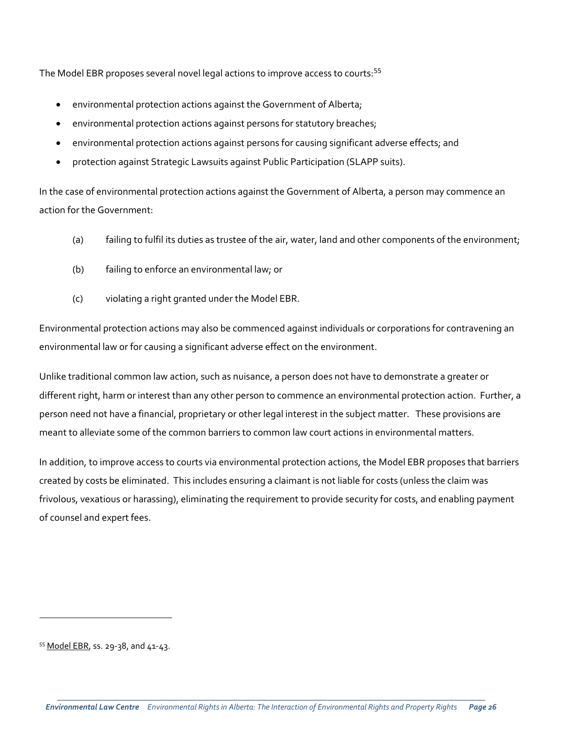The Model EBR proposes several novel legal actions to improve access to courts:[55]

- environmental protection actions against the Government of Alberta;
- environmental protection actions against persons for statutory breaches;
- environmental protection actions against persons for causing significant adverse effects; and
- protection against Strategic Lawsuits against Public Participation (SLAPP suits).

In the case of environmental protection actions against the Government of Alberta, a person may commence an action for the Government:

(a) failing to fulfil its duties as trustee of the air, water, land and other components of the environment;

(b) failing to enforce an environmental law; or

(c) violating a right granted under the Model EBR.

Environmental protection actions may also be commenced against individuals or corporations for contravening an environmental law or for causing a significant adverse effect on the environment.

Unlike traditional common law action, such as nuisance, a person does not have to demonstrate a greater or different right, harm or interest than any other person to commence an environmental protection action. Further, a person need not have a financial, proprietary or other legal interest in the subject matter. These provisions are meant to alleviate some of the common barriers to common law court actions in environmental matters.

In addition, to improve access to courts via environmental protection actions, the Model EBR proposes that barriers created by costs be eliminated. This includes ensuring a claimant is not liable for costs (unless the claim was frivolous, vexatious or harassing), eliminating the requirement to provide security for costs, and enabling payment of counsel and expert fees.

---

[55] Model EBR, ss. 29-38, and 41-43.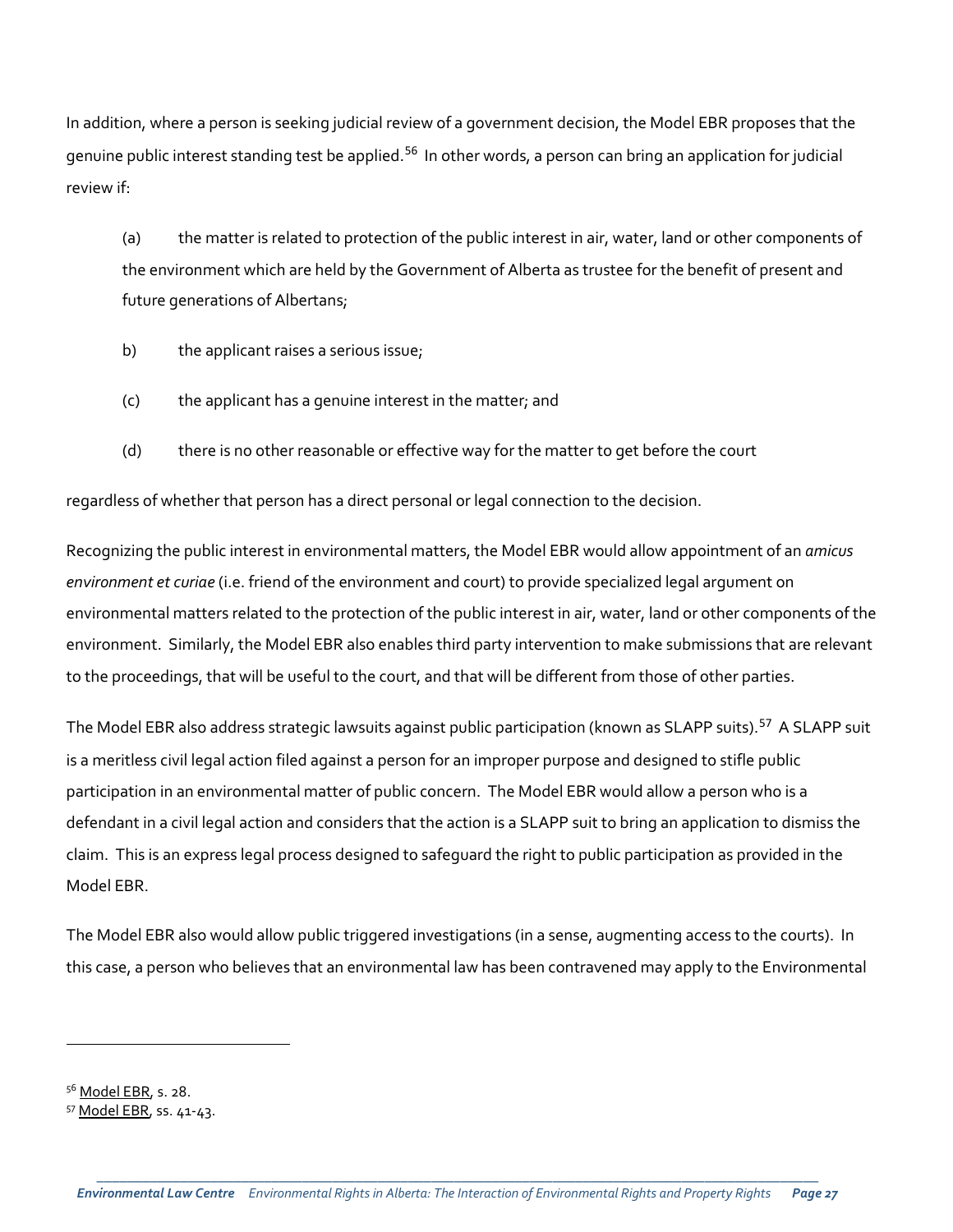In addition, where a person is seeking judicial review of a government decision, the Model EBR proposes that the genuine public interest standing test be applied.[56] In other words, a person can bring an application for judicial review if:

(a) the matter is related to protection of the public interest in air, water, land or other components of the environment which are held by the Government of Alberta as trustee for the benefit of present and future generations of Albertans;

b) the applicant raises a serious issue;

(c) the applicant has a genuine interest in the matter; and

(d) there is no other reasonable or effective way for the matter to get before the court

regardless of whether that person has a direct personal or legal connection to the decision.

Recognizing the public interest in environmental matters, the Model EBR would allow appointment of an *amicus environment et curiae* (i.e. friend of the environment and court) to provide specialized legal argument on environmental matters related to the protection of the public interest in air, water, land or other components of the environment. Similarly, the Model EBR also enables third party intervention to make submissions that are relevant to the proceedings, that will be useful to the court, and that will be different from those of other parties.

The Model EBR also address strategic lawsuits against public participation (known as SLAPP suits).[57] A SLAPP suit is a meritless civil legal action filed against a person for an improper purpose and designed to stifle public participation in an environmental matter of public concern. The Model EBR would allow a person who is a defendant in a civil legal action and considers that the action is a SLAPP suit to bring an application to dismiss the claim. This is an express legal process designed to safeguard the right to public participation as provided in the Model EBR.

The Model EBR also would allow public triggered investigations (in a sense, augmenting access to the courts). In this case, a person who believes that an environmental law has been contravened may apply to the Environmental

---

[56] Model EBR, s. 28.
[57] Model EBR, ss. 41-43.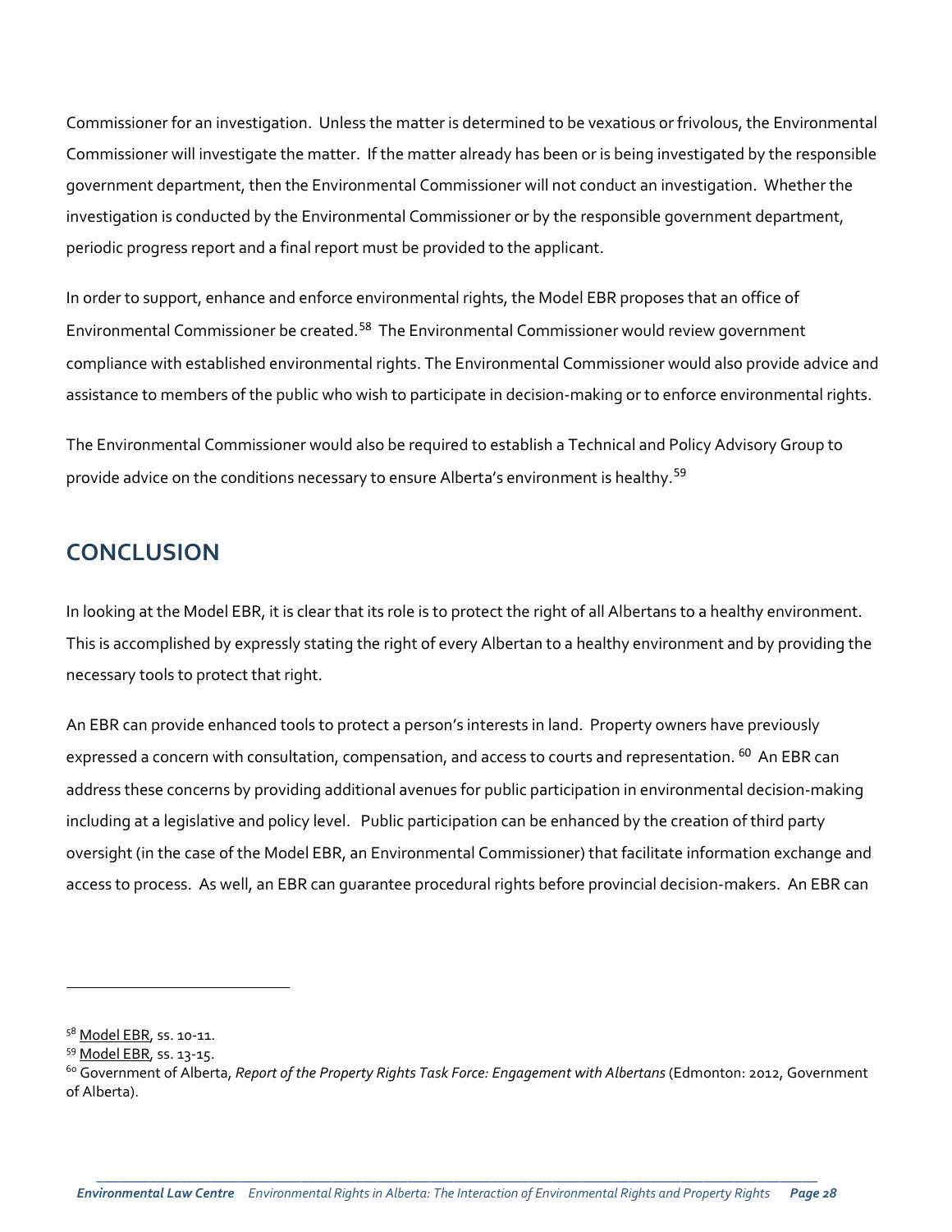Commissioner for an investigation. Unless the matter is determined to be vexatious or frivolous, the Environmental Commissioner will investigate the matter. If the matter already has been or is being investigated by the responsible government department, then the Environmental Commissioner will not conduct an investigation. Whether the investigation is conducted by the Environmental Commissioner or by the responsible government department, periodic progress report and a final report must be provided to the applicant.

In order to support, enhance and enforce environmental rights, the Model EBR proposes that an office of Environmental Commissioner be created.[58] The Environmental Commissioner would review government compliance with established environmental rights. The Environmental Commissioner would also provide advice and assistance to members of the public who wish to participate in decision-making or to enforce environmental rights.

The Environmental Commissioner would also be required to establish a Technical and Policy Advisory Group to provide advice on the conditions necessary to ensure Alberta's environment is healthy.[59]

## CONCLUSION

In looking at the Model EBR, it is clear that its role is to protect the right of all Albertans to a healthy environment. This is accomplished by expressly stating the right of every Albertan to a healthy environment and by providing the necessary tools to protect that right.

An EBR can provide enhanced tools to protect a person's interests in land. Property owners have previously expressed a concern with consultation, compensation, and access to courts and representation. [60] An EBR can address these concerns by providing additional avenues for public participation in environmental decision-making including at a legislative and policy level. Public participation can be enhanced by the creation of third party oversight (in the case of the Model EBR, an Environmental Commissioner) that facilitate information exchange and access to process. As well, an EBR can guarantee procedural rights before provincial decision-makers. An EBR can

---

[58] Model EBR, ss. 10-11.

[59] Model EBR, ss. 13-15.

[60] Government of Alberta, *Report of the Property Rights Task Force: Engagement with Albertans* (Edmonton: 2012, Government of Alberta).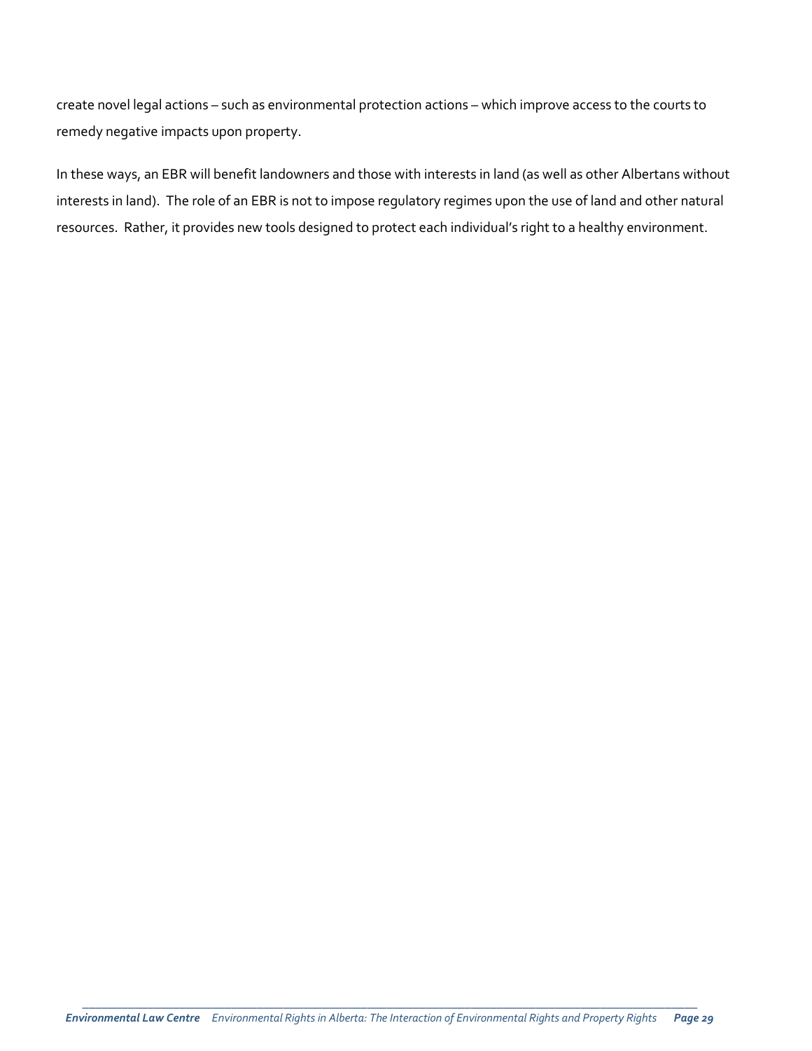create novel legal actions – such as environmental protection actions – which improve access to the courts to remedy negative impacts upon property.

In these ways, an EBR will benefit landowners and those with interests in land (as well as other Albertans without interests in land). The role of an EBR is not to impose regulatory regimes upon the use of land and other natural resources. Rather, it provides new tools designed to protect each individual's right to a healthy environment.